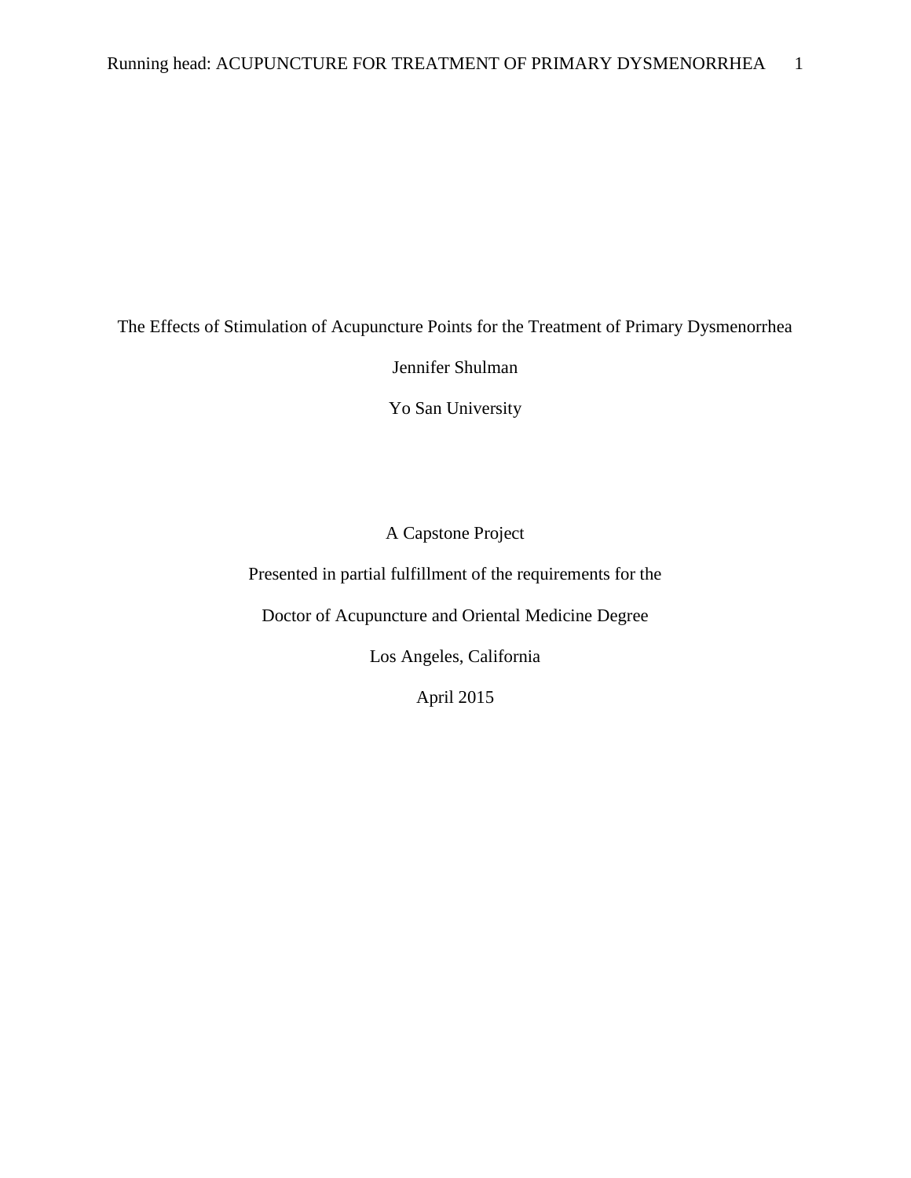# The Effects of Stimulation of Acupuncture Points for the Treatment of Primary Dysmenorrhea

Jennifer Shulman

Yo San University

A Capstone Project

Presented in partial fulfillment of the requirements for the

Doctor of Acupuncture and Oriental Medicine Degree

Los Angeles, California

April 2015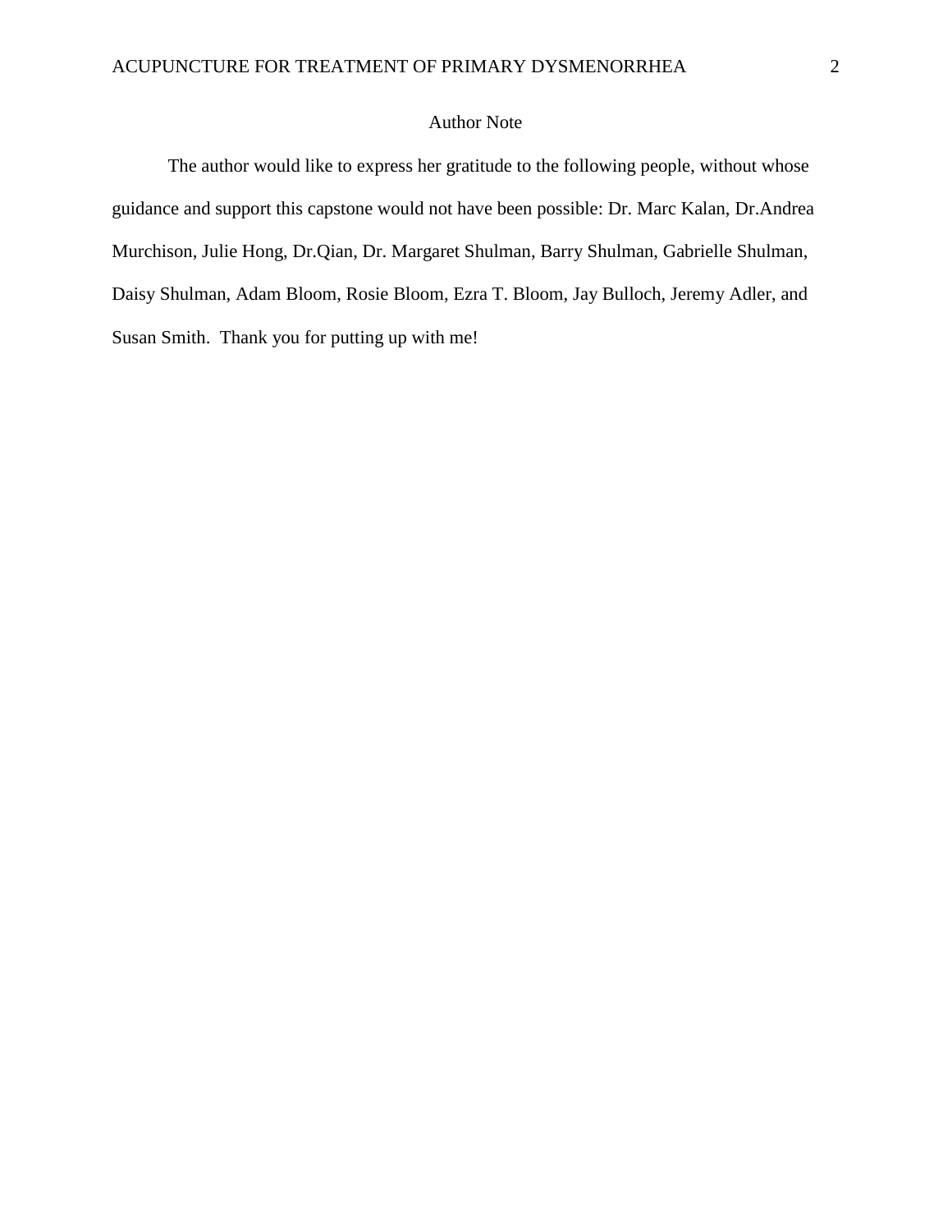# Author Note

The author would like to express her gratitude to the following people, without whose guidance and support this capstone would not have been possible: Dr. Marc Kalan, Dr.Andrea Murchison, Julie Hong, Dr.Qian, Dr. Margaret Shulman, Barry Shulman, Gabrielle Shulman, Daisy Shulman, Adam Bloom, Rosie Bloom, Ezra T. Bloom, Jay Bulloch, Jeremy Adler, and Susan Smith. Thank you for putting up with me!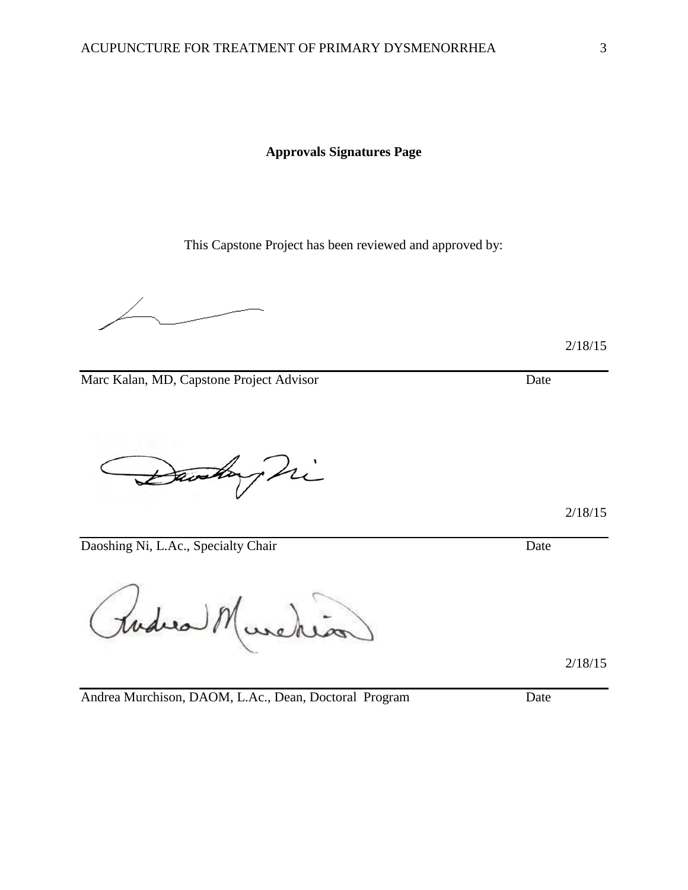**Approvals Signatures Page**

This Capstone Project has been reviewed and approved by:

2/18/15

Marc Kalan, MD, Capstone Project Advisor Date

2/18/15

Daoshing Ni, L.Ac., Specialty Chair Date

2/18/15

Andrea Murchison, DAOM, L.Ac., Dean, Doctoral Program Date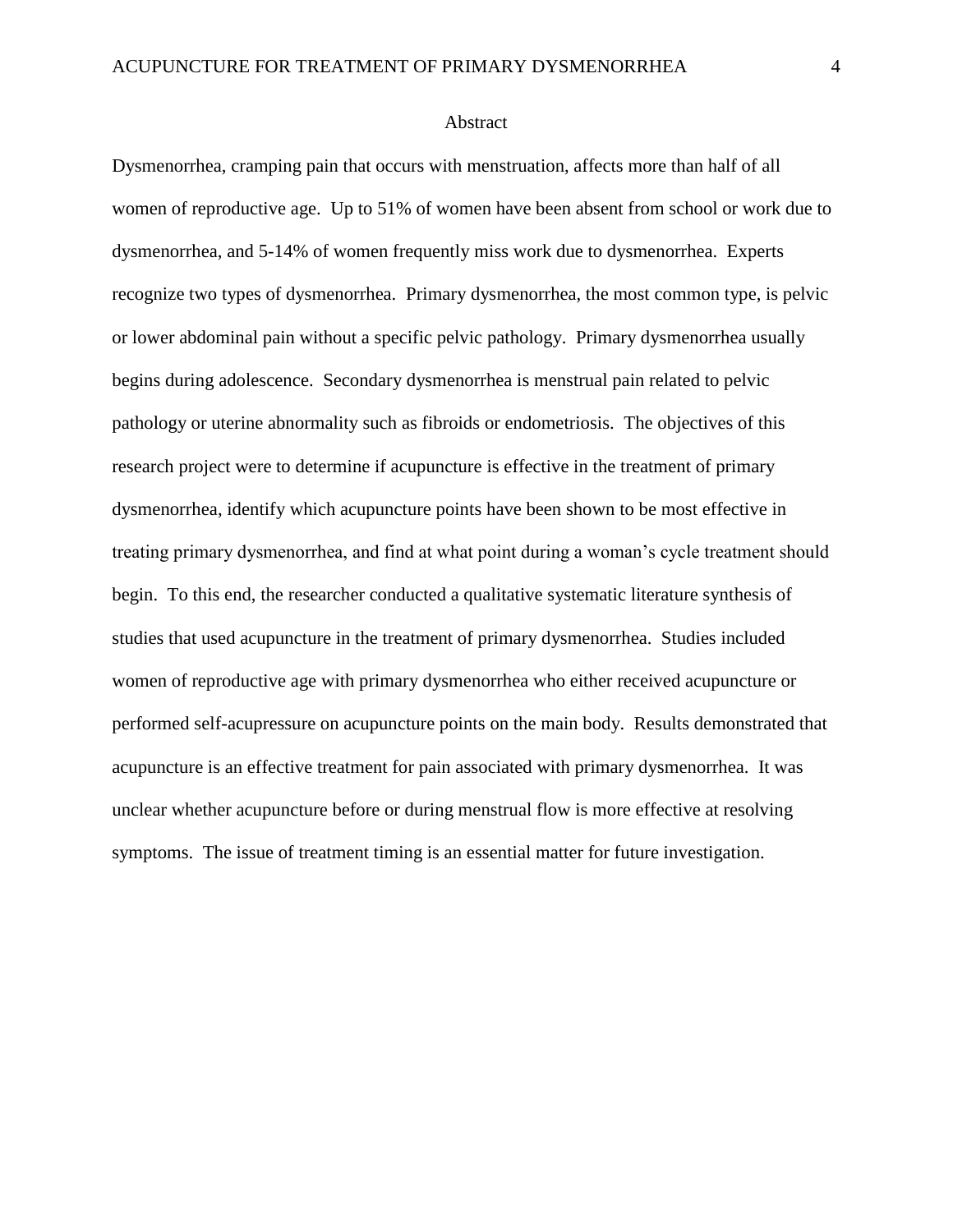## Abstract

Dysmenorrhea, cramping pain that occurs with menstruation, affects more than half of all women of reproductive age. Up to 51% of women have been absent from school or work due to dysmenorrhea, and 5-14% of women frequently miss work due to dysmenorrhea. Experts recognize two types of dysmenorrhea. Primary dysmenorrhea, the most common type, is pelvic or lower abdominal pain without a specific pelvic pathology. Primary dysmenorrhea usually begins during adolescence. Secondary dysmenorrhea is menstrual pain related to pelvic pathology or uterine abnormality such as fibroids or endometriosis. The objectives of this research project were to determine if acupuncture is effective in the treatment of primary dysmenorrhea, identify which acupuncture points have been shown to be most effective in treating primary dysmenorrhea, and find at what point during a woman's cycle treatment should begin. To this end, the researcher conducted a qualitative systematic literature synthesis of studies that used acupuncture in the treatment of primary dysmenorrhea. Studies included women of reproductive age with primary dysmenorrhea who either received acupuncture or performed self-acupressure on acupuncture points on the main body. Results demonstrated that acupuncture is an effective treatment for pain associated with primary dysmenorrhea. It was unclear whether acupuncture before or during menstrual flow is more effective at resolving symptoms. The issue of treatment timing is an essential matter for future investigation.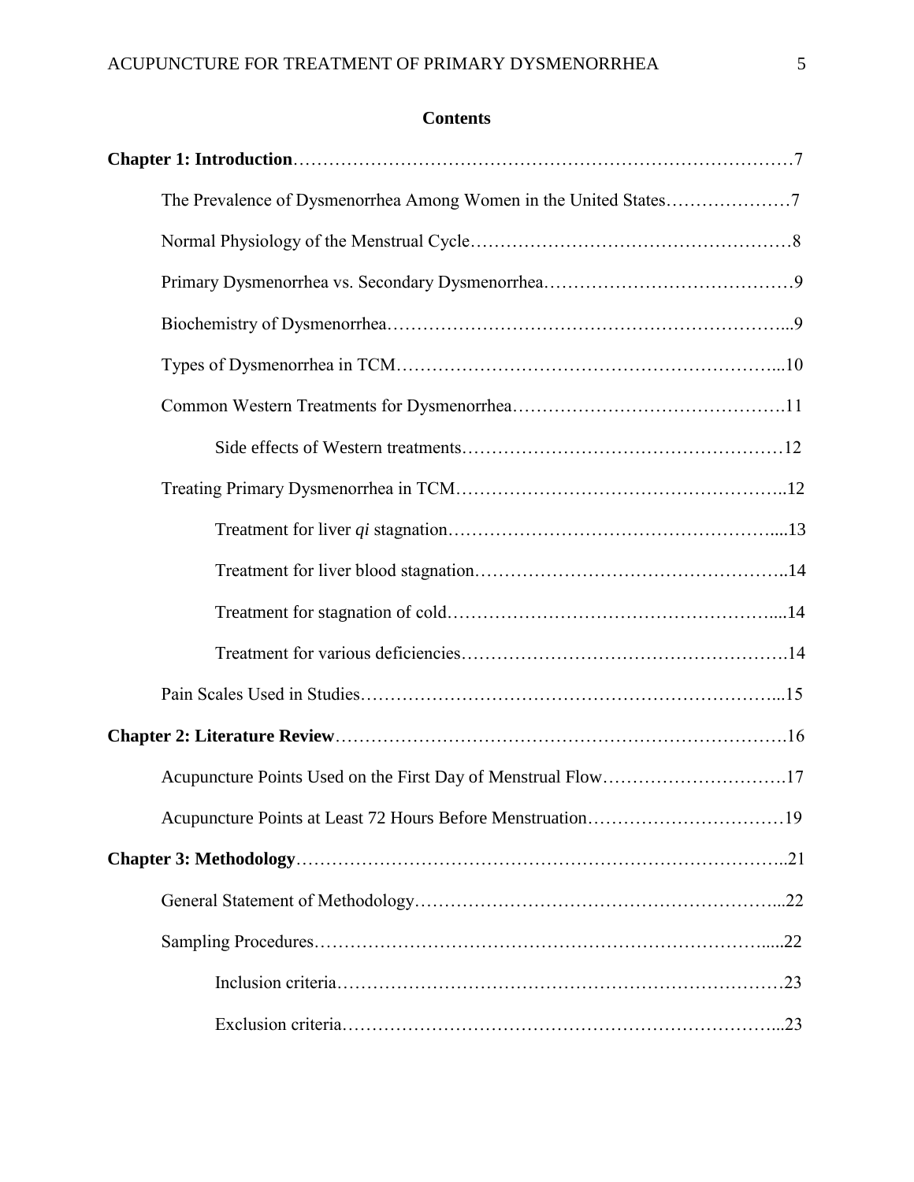**Contents**

**Chapter 1: Introduction**……………………………………………………………………………7

The Prevalence of Dysmenorrhea Among Women in the United States…………………7

Normal Physiology of the Menstrual Cycle………………………………………………8

Primary Dysmenorrhea vs. Secondary Dysmenorrhea……………………………………9

Biochemistry of Dysmenorrhea…………………………………………………………...9

Types of Dysmenorrhea in TCM………………………………………………………...10

Common Western Treatments for Dysmenorrhea……………………………………….11

Side effects of Western treatments………………………………………………12

Treating Primary Dysmenorrhea in TCM………………………………………………..12

Treatment for liver *qi* stagnation…………………………………………………....13

Treatment for liver blood stagnation……………………………………………..14

Treatment for stagnation of cold………………………………………………....14

Treatment for various deficiencies……………………………………………….14

Pain Scales Used in Studies……………………………………………………………...15

**Chapter 2: Literature Review**…………………………………………………………………….16

Acupuncture Points Used on the First Day of Menstrual Flow………………………….17

Acupuncture Points at Least 72 Hours Before Menstruation……………………………19

**Chapter 3: Methodology**…………………………………………………………………………..21

General Statement of Methodology……………………………………………………...22

Sampling Procedures…………………………………………………………………......22

Inclusion criteria…………………………………………………………………23

Exclusion criteria………………………………………………………………...23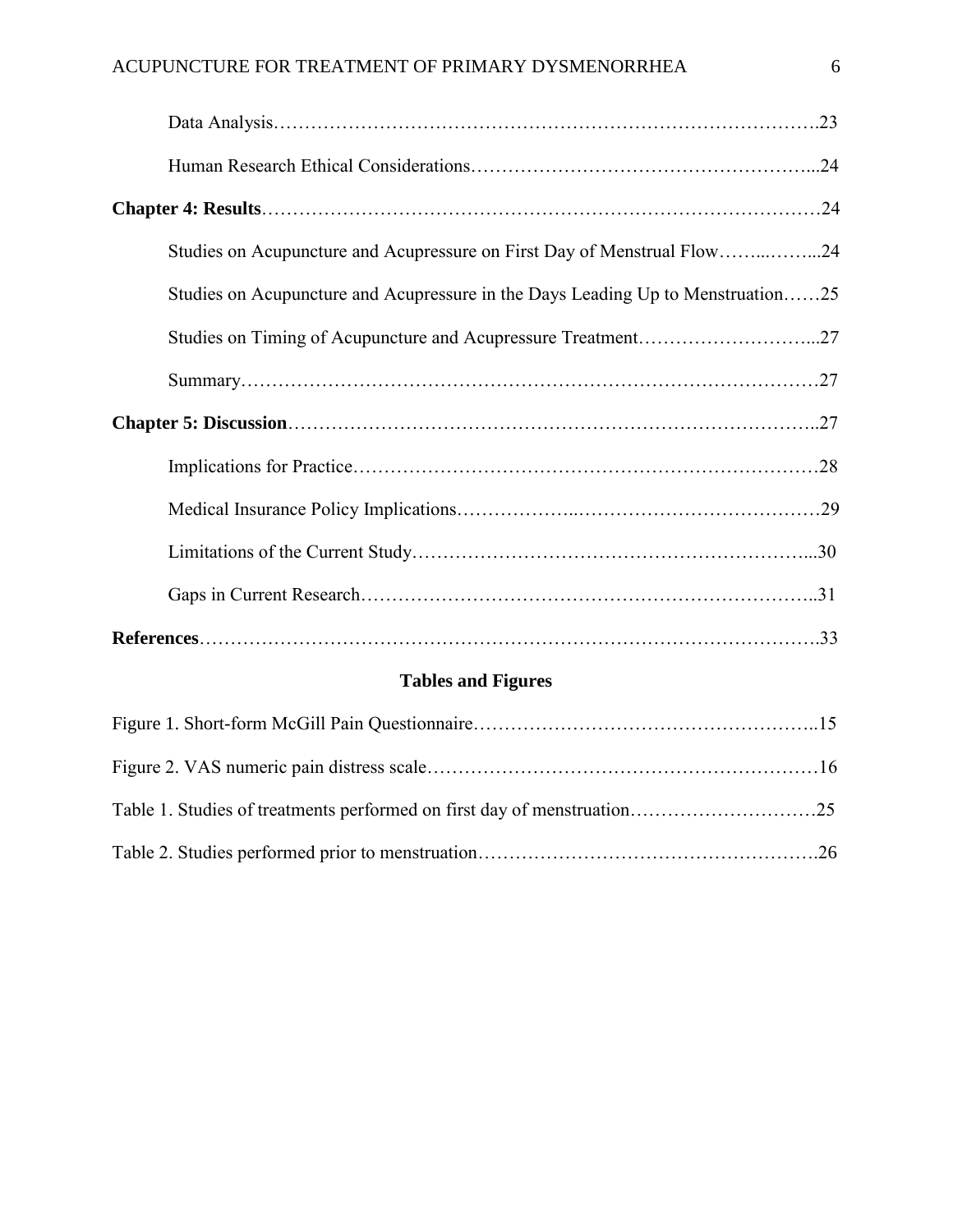Data Analysis……………………………………………………………………………….23

Human Research Ethical Considerations……………………………………………...24

**Chapter 4: Results**……………………………………………………………………………24

Studies on Acupuncture and Acupressure on First Day of Menstrual Flow……...……...24

Studies on Acupuncture and Acupressure in the Days Leading Up to Menstruation……25

Studies on Timing of Acupuncture and Acupressure Treatment………………………...27

Summary……………………………………………………………………………27

**Chapter 5: Discussion**………………………………………………………………………..27

Implications for Practice…………………………………………………………………28

Medical Insurance Policy Implications………………..…………………………………29

Limitations of the Current Study………………………………………………………...30

Gaps in Current Research………………………………………………………………..31

**References**………………………………………………………………………………………….33

**Tables and Figures**

Figure 1. Short-form McGill Pain Questionnaire………………………………………………..15

Figure 2. VAS numeric pain distress scale………………………………………………………16

Table 1. Studies of treatments performed on first day of menstruation…………………………25

Table 2. Studies performed prior to menstruation……………………………………………….26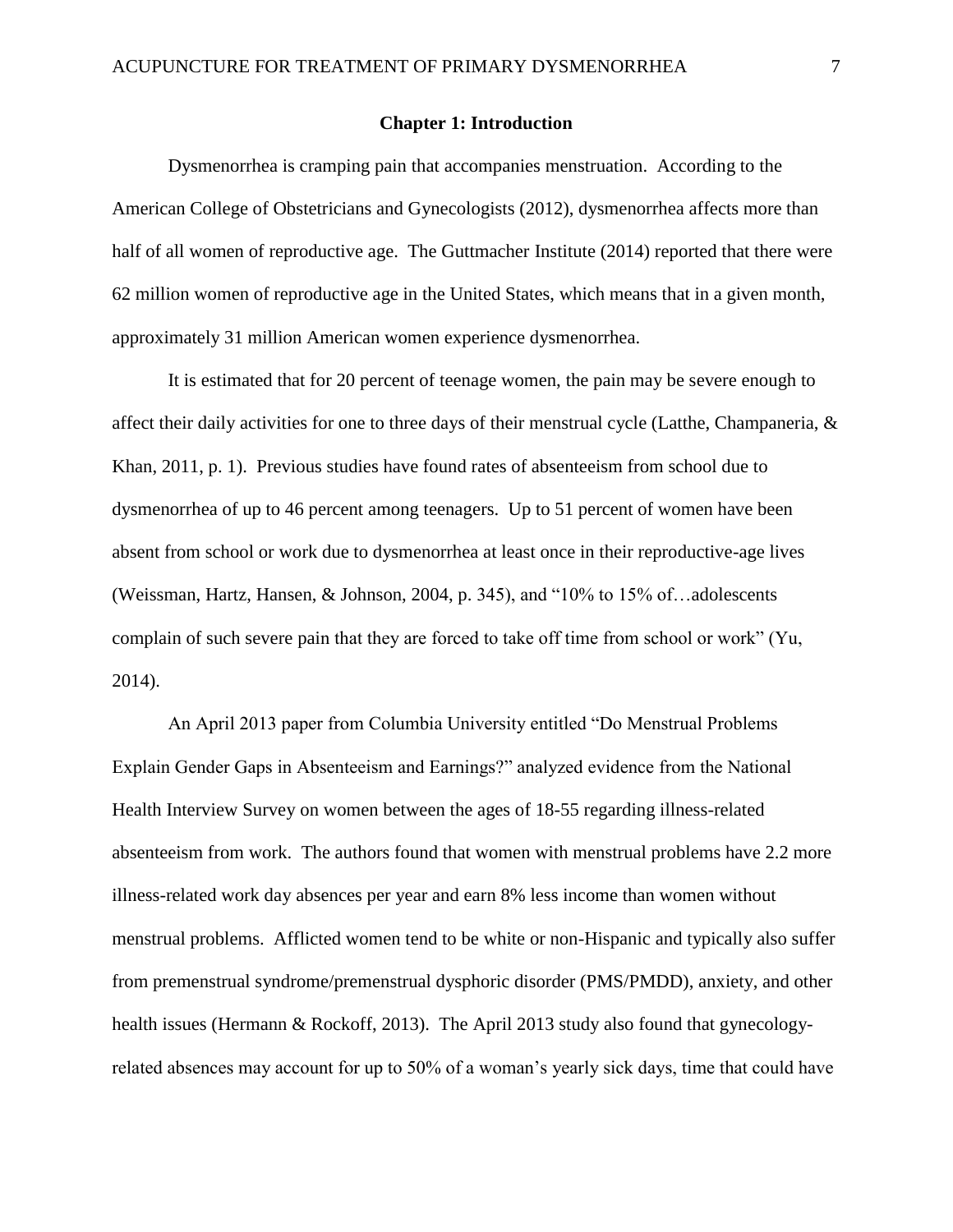## Chapter 1: Introduction

Dysmenorrhea is cramping pain that accompanies menstruation. According to the American College of Obstetricians and Gynecologists (2012), dysmenorrhea affects more than half of all women of reproductive age. The Guttmacher Institute (2014) reported that there were 62 million women of reproductive age in the United States, which means that in a given month, approximately 31 million American women experience dysmenorrhea.

It is estimated that for 20 percent of teenage women, the pain may be severe enough to affect their daily activities for one to three days of their menstrual cycle (Latthe, Champaneria, & Khan, 2011, p. 1). Previous studies have found rates of absenteeism from school due to dysmenorrhea of up to 46 percent among teenagers. Up to 51 percent of women have been absent from school or work due to dysmenorrhea at least once in their reproductive-age lives (Weissman, Hartz, Hansen, & Johnson, 2004, p. 345), and "10% to 15% of…adolescents complain of such severe pain that they are forced to take off time from school or work" (Yu, 2014).

An April 2013 paper from Columbia University entitled "Do Menstrual Problems Explain Gender Gaps in Absenteeism and Earnings?" analyzed evidence from the National Health Interview Survey on women between the ages of 18-55 regarding illness-related absenteeism from work. The authors found that women with menstrual problems have 2.2 more illness-related work day absences per year and earn 8% less income than women without menstrual problems. Afflicted women tend to be white or non-Hispanic and typically also suffer from premenstrual syndrome/premenstrual dysphoric disorder (PMS/PMDD), anxiety, and other health issues (Hermann & Rockoff, 2013). The April 2013 study also found that gynecology-related absences may account for up to 50% of a woman's yearly sick days, time that could have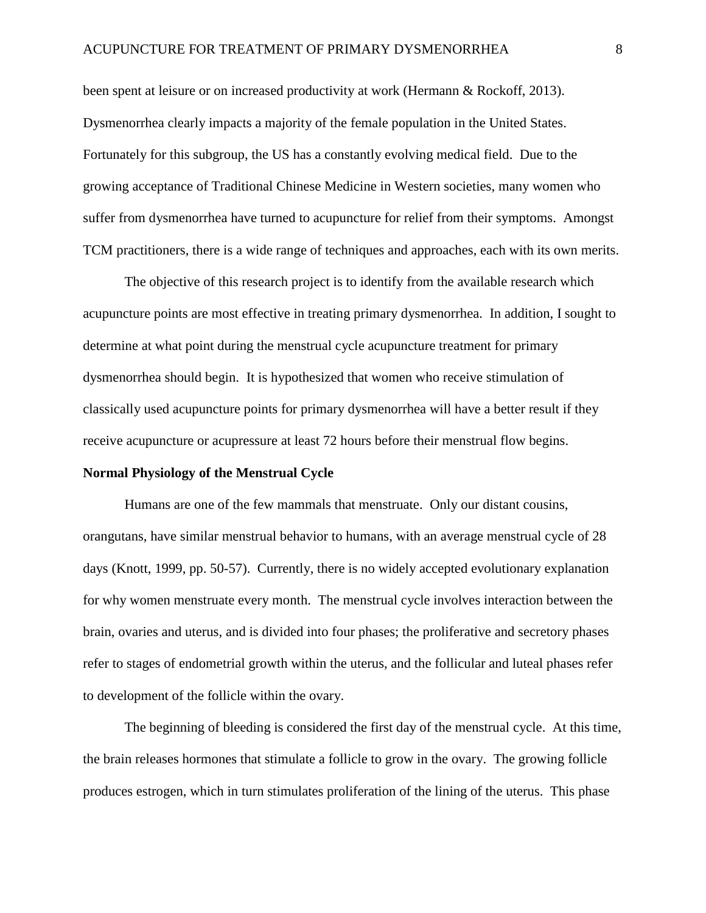been spent at leisure or on increased productivity at work (Hermann & Rockoff, 2013). Dysmenorrhea clearly impacts a majority of the female population in the United States. Fortunately for this subgroup, the US has a constantly evolving medical field. Due to the growing acceptance of Traditional Chinese Medicine in Western societies, many women who suffer from dysmenorrhea have turned to acupuncture for relief from their symptoms. Amongst TCM practitioners, there is a wide range of techniques and approaches, each with its own merits.

The objective of this research project is to identify from the available research which acupuncture points are most effective in treating primary dysmenorrhea. In addition, I sought to determine at what point during the menstrual cycle acupuncture treatment for primary dysmenorrhea should begin. It is hypothesized that women who receive stimulation of classically used acupuncture points for primary dysmenorrhea will have a better result if they receive acupuncture or acupressure at least 72 hours before their menstrual flow begins.

**Normal Physiology of the Menstrual Cycle**

Humans are one of the few mammals that menstruate. Only our distant cousins, orangutans, have similar menstrual behavior to humans, with an average menstrual cycle of 28 days (Knott, 1999, pp. 50-57). Currently, there is no widely accepted evolutionary explanation for why women menstruate every month. The menstrual cycle involves interaction between the brain, ovaries and uterus, and is divided into four phases; the proliferative and secretory phases refer to stages of endometrial growth within the uterus, and the follicular and luteal phases refer to development of the follicle within the ovary.

The beginning of bleeding is considered the first day of the menstrual cycle. At this time, the brain releases hormones that stimulate a follicle to grow in the ovary. The growing follicle produces estrogen, which in turn stimulates proliferation of the lining of the uterus. This phase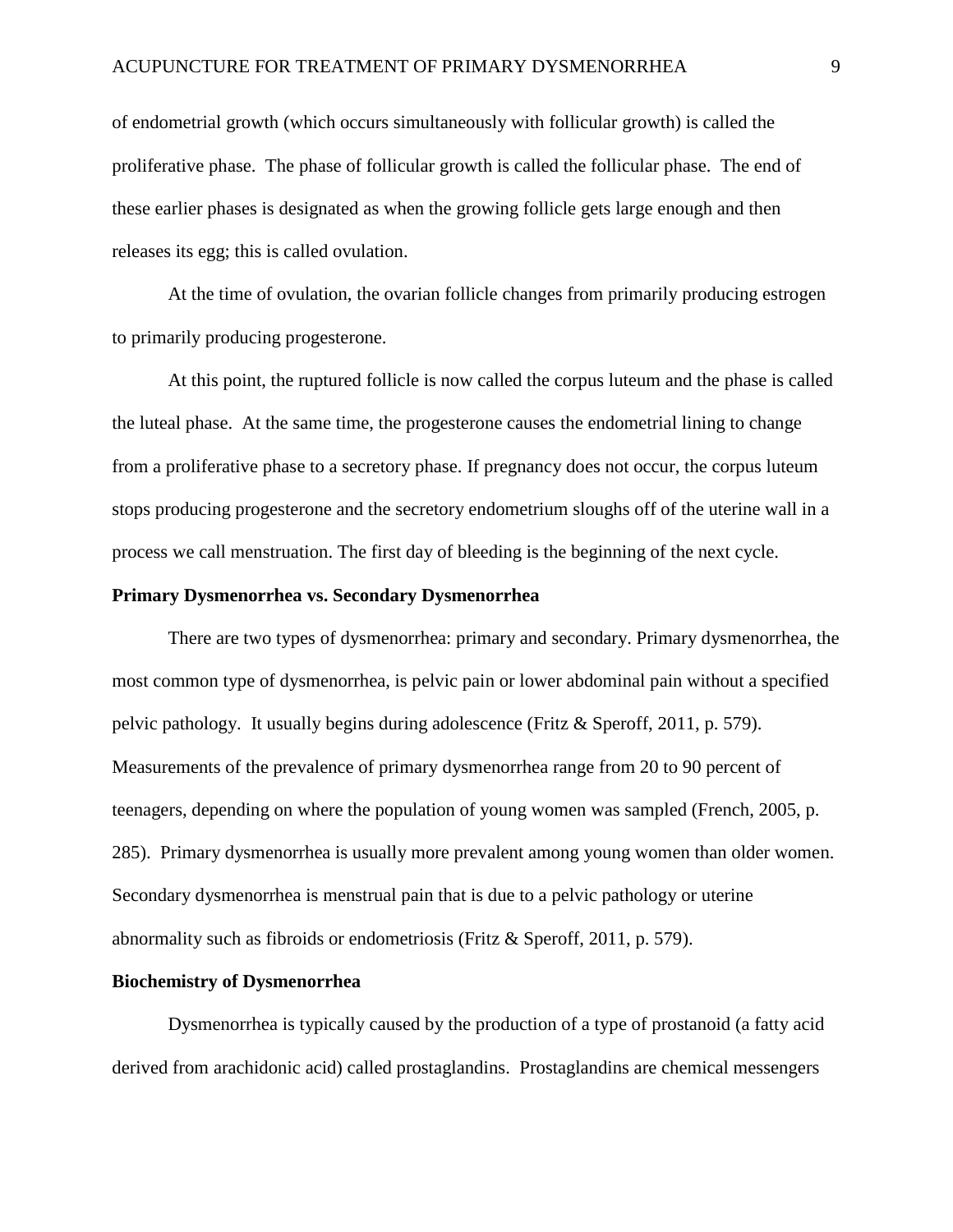of endometrial growth (which occurs simultaneously with follicular growth) is called the proliferative phase. The phase of follicular growth is called the follicular phase. The end of these earlier phases is designated as when the growing follicle gets large enough and then releases its egg; this is called ovulation.

At the time of ovulation, the ovarian follicle changes from primarily producing estrogen to primarily producing progesterone.

At this point, the ruptured follicle is now called the corpus luteum and the phase is called the luteal phase. At the same time, the progesterone causes the endometrial lining to change from a proliferative phase to a secretory phase. If pregnancy does not occur, the corpus luteum stops producing progesterone and the secretory endometrium sloughs off of the uterine wall in a process we call menstruation. The first day of bleeding is the beginning of the next cycle.

**Primary Dysmenorrhea vs. Secondary Dysmenorrhea**

There are two types of dysmenorrhea: primary and secondary. Primary dysmenorrhea, the most common type of dysmenorrhea, is pelvic pain or lower abdominal pain without a specified pelvic pathology. It usually begins during adolescence (Fritz & Speroff, 2011, p. 579). Measurements of the prevalence of primary dysmenorrhea range from 20 to 90 percent of teenagers, depending on where the population of young women was sampled (French, 2005, p. 285). Primary dysmenorrhea is usually more prevalent among young women than older women. Secondary dysmenorrhea is menstrual pain that is due to a pelvic pathology or uterine abnormality such as fibroids or endometriosis (Fritz & Speroff, 2011, p. 579).

**Biochemistry of Dysmenorrhea**

Dysmenorrhea is typically caused by the production of a type of prostanoid (a fatty acid derived from arachidonic acid) called prostaglandins. Prostaglandins are chemical messengers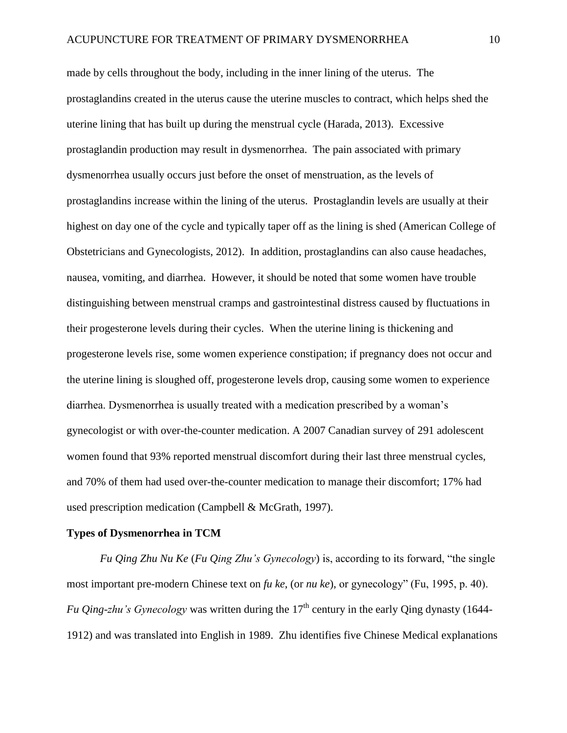made by cells throughout the body, including in the inner lining of the uterus. The prostaglandins created in the uterus cause the uterine muscles to contract, which helps shed the uterine lining that has built up during the menstrual cycle (Harada, 2013). Excessive prostaglandin production may result in dysmenorrhea. The pain associated with primary dysmenorrhea usually occurs just before the onset of menstruation, as the levels of prostaglandins increase within the lining of the uterus. Prostaglandin levels are usually at their highest on day one of the cycle and typically taper off as the lining is shed (American College of Obstetricians and Gynecologists, 2012). In addition, prostaglandins can also cause headaches, nausea, vomiting, and diarrhea. However, it should be noted that some women have trouble distinguishing between menstrual cramps and gastrointestinal distress caused by fluctuations in their progesterone levels during their cycles. When the uterine lining is thickening and progesterone levels rise, some women experience constipation; if pregnancy does not occur and the uterine lining is sloughed off, progesterone levels drop, causing some women to experience diarrhea. Dysmenorrhea is usually treated with a medication prescribed by a woman's gynecologist or with over-the-counter medication. A 2007 Canadian survey of 291 adolescent women found that 93% reported menstrual discomfort during their last three menstrual cycles, and 70% of them had used over-the-counter medication to manage their discomfort; 17% had used prescription medication (Campbell & McGrath, 1997).

**Types of Dysmenorrhea in TCM**

*Fu Qing Zhu Nu Ke* (*Fu Qing Zhu's Gynecology*) is, according to its forward, "the single most important pre-modern Chinese text on *fu ke*, (or *nu ke*), or gynecology" (Fu, 1995, p. 40). *Fu Qing-zhu's Gynecology* was written during the 17th century in the early Qing dynasty (1644-1912) and was translated into English in 1989. Zhu identifies five Chinese Medical explanations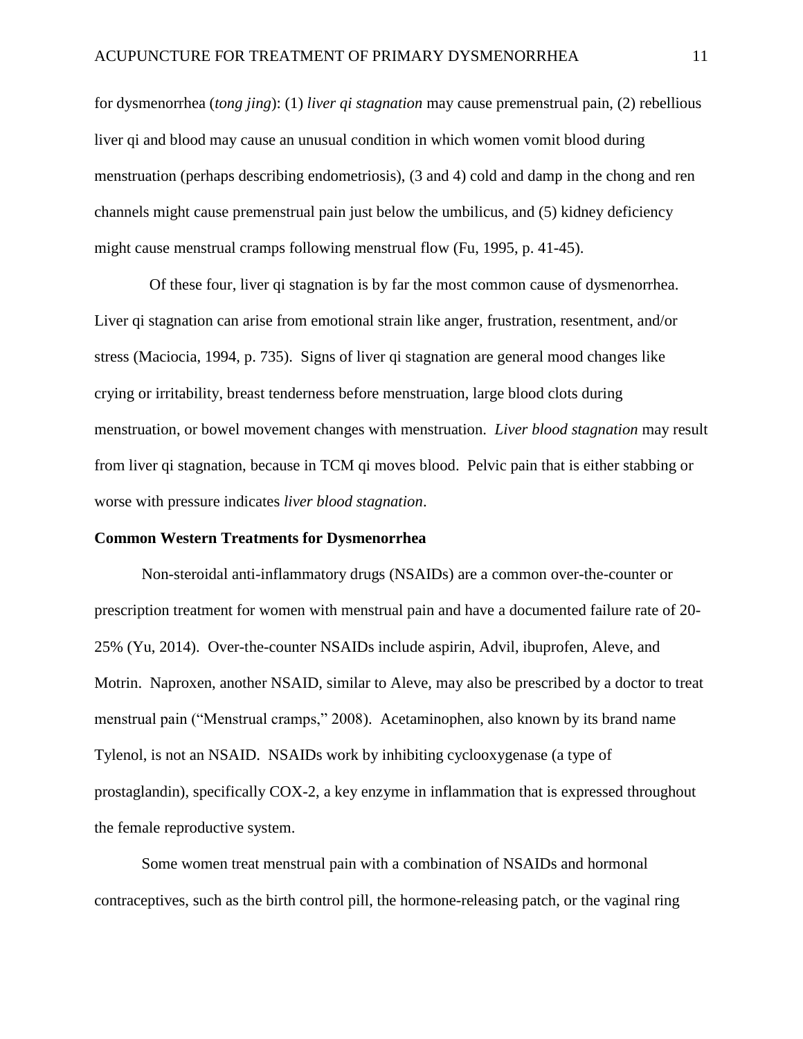for dysmenorrhea (*tong jing*): (1) *liver qi stagnation* may cause premenstrual pain, (2) rebellious liver qi and blood may cause an unusual condition in which women vomit blood during menstruation (perhaps describing endometriosis), (3 and 4) cold and damp in the chong and ren channels might cause premenstrual pain just below the umbilicus, and (5) kidney deficiency might cause menstrual cramps following menstrual flow (Fu, 1995, p. 41-45).

Of these four, liver qi stagnation is by far the most common cause of dysmenorrhea. Liver qi stagnation can arise from emotional strain like anger, frustration, resentment, and/or stress (Maciocia, 1994, p. 735). Signs of liver qi stagnation are general mood changes like crying or irritability, breast tenderness before menstruation, large blood clots during menstruation, or bowel movement changes with menstruation. *Liver blood stagnation* may result from liver qi stagnation, because in TCM qi moves blood. Pelvic pain that is either stabbing or worse with pressure indicates *liver blood stagnation*.

**Common Western Treatments for Dysmenorrhea**

Non-steroidal anti-inflammatory drugs (NSAIDs) are a common over-the-counter or prescription treatment for women with menstrual pain and have a documented failure rate of 20-25% (Yu, 2014). Over-the-counter NSAIDs include aspirin, Advil, ibuprofen, Aleve, and Motrin. Naproxen, another NSAID, similar to Aleve, may also be prescribed by a doctor to treat menstrual pain ("Menstrual cramps," 2008). Acetaminophen, also known by its brand name Tylenol, is not an NSAID. NSAIDs work by inhibiting cyclooxygenase (a type of prostaglandin), specifically COX-2, a key enzyme in inflammation that is expressed throughout the female reproductive system.

Some women treat menstrual pain with a combination of NSAIDs and hormonal contraceptives, such as the birth control pill, the hormone-releasing patch, or the vaginal ring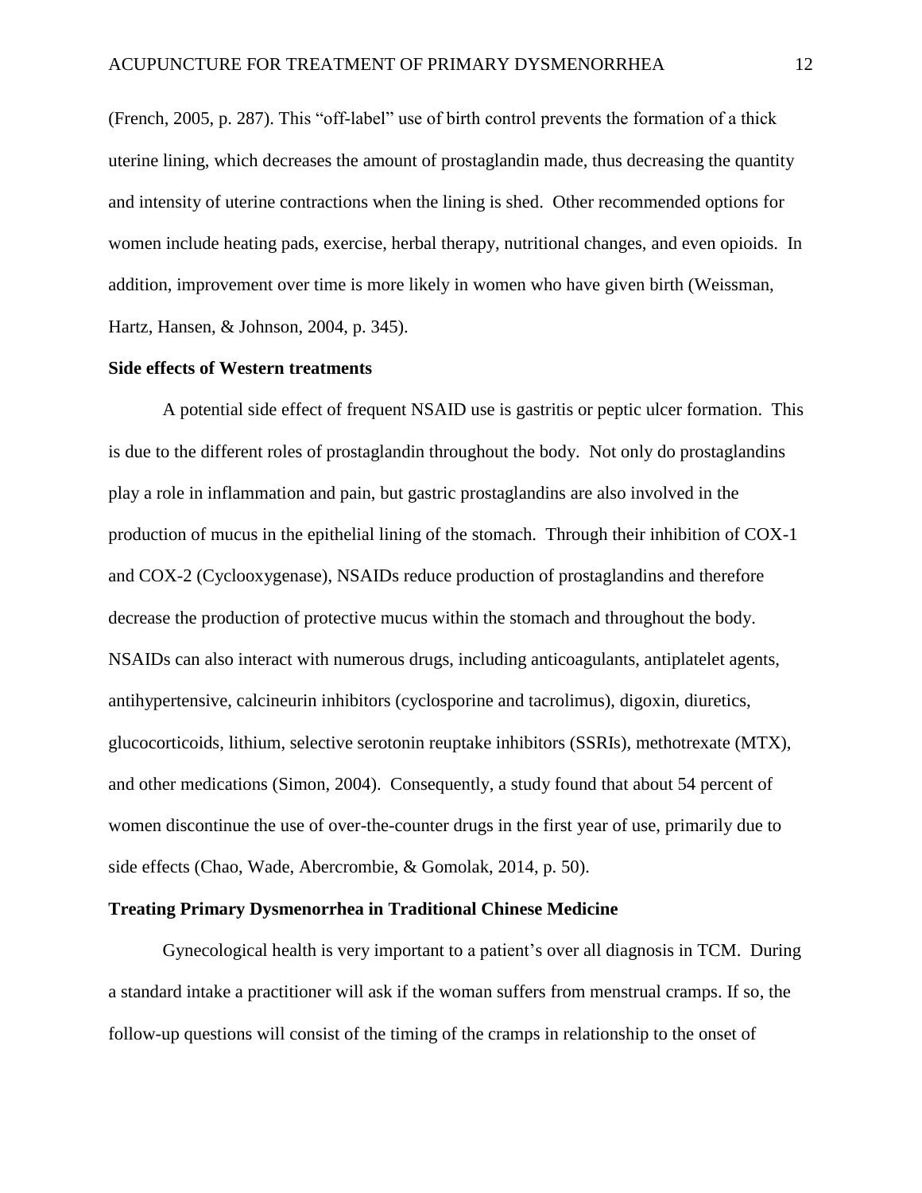(French, 2005, p. 287). This "off-label" use of birth control prevents the formation of a thick uterine lining, which decreases the amount of prostaglandin made, thus decreasing the quantity and intensity of uterine contractions when the lining is shed. Other recommended options for women include heating pads, exercise, herbal therapy, nutritional changes, and even opioids. In addition, improvement over time is more likely in women who have given birth (Weissman, Hartz, Hansen, & Johnson, 2004, p. 345).

## Side effects of Western treatments

A potential side effect of frequent NSAID use is gastritis or peptic ulcer formation. This is due to the different roles of prostaglandin throughout the body. Not only do prostaglandins play a role in inflammation and pain, but gastric prostaglandins are also involved in the production of mucus in the epithelial lining of the stomach. Through their inhibition of COX-1 and COX-2 (Cyclooxygenase), NSAIDs reduce production of prostaglandins and therefore decrease the production of protective mucus within the stomach and throughout the body. NSAIDs can also interact with numerous drugs, including anticoagulants, antiplatelet agents, antihypertensive, calcineurin inhibitors (cyclosporine and tacrolimus), digoxin, diuretics, glucocorticoids, lithium, selective serotonin reuptake inhibitors (SSRIs), methotrexate (MTX), and other medications (Simon, 2004). Consequently, a study found that about 54 percent of women discontinue the use of over-the-counter drugs in the first year of use, primarily due to side effects (Chao, Wade, Abercrombie, & Gomolak, 2014, p. 50).

## Treating Primary Dysmenorrhea in Traditional Chinese Medicine

Gynecological health is very important to a patient's over all diagnosis in TCM. During a standard intake a practitioner will ask if the woman suffers from menstrual cramps. If so, the follow-up questions will consist of the timing of the cramps in relationship to the onset of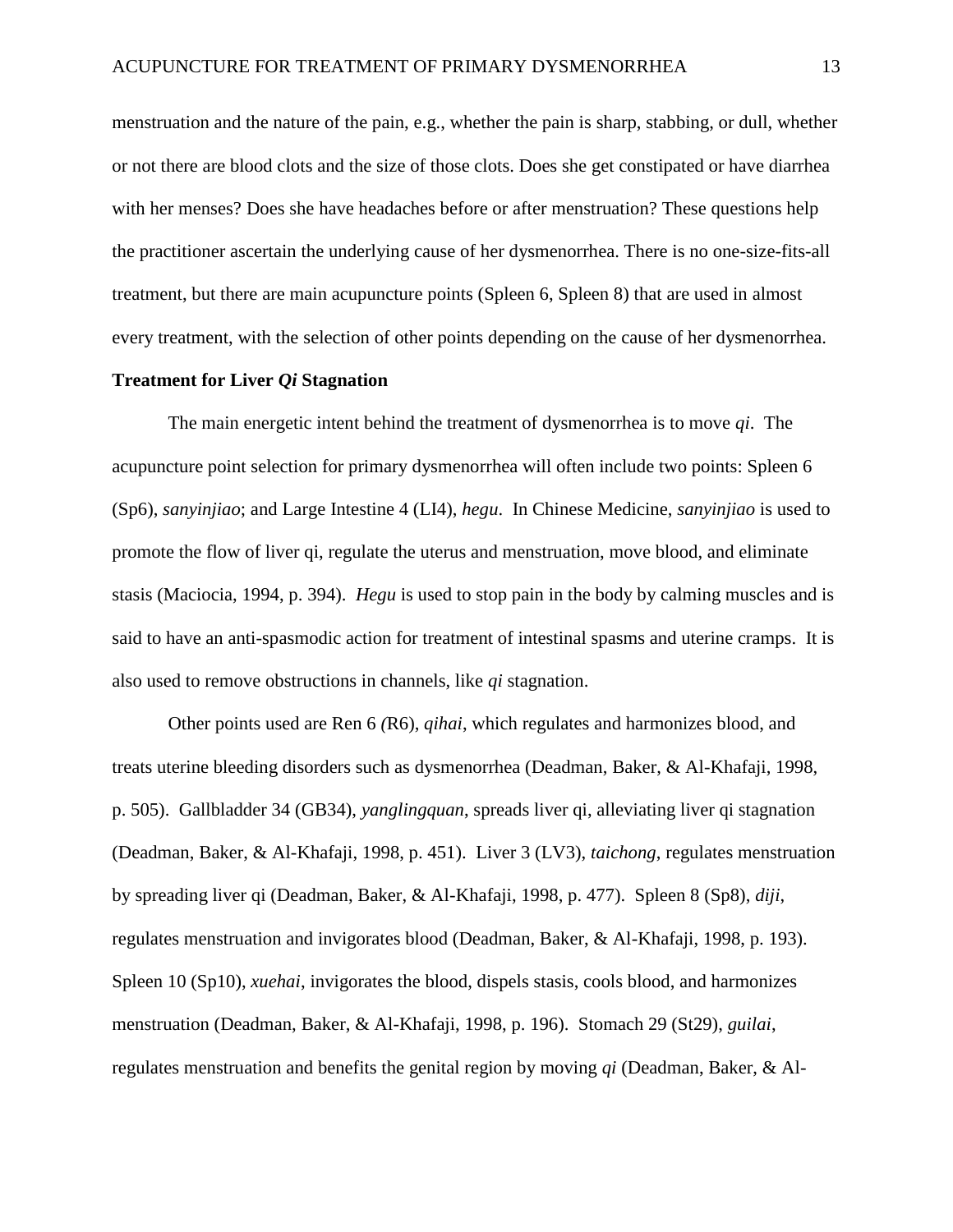menstruation and the nature of the pain, e.g., whether the pain is sharp, stabbing, or dull, whether or not there are blood clots and the size of those clots. Does she get constipated or have diarrhea with her menses? Does she have headaches before or after menstruation? These questions help the practitioner ascertain the underlying cause of her dysmenorrhea. There is no one-size-fits-all treatment, but there are main acupuncture points (Spleen 6, Spleen 8) that are used in almost every treatment, with the selection of other points depending on the cause of her dysmenorrhea.

**Treatment for Liver *Qi* Stagnation**

The main energetic intent behind the treatment of dysmenorrhea is to move *qi*. The acupuncture point selection for primary dysmenorrhea will often include two points: Spleen 6 (Sp6), *sanyinjiao*; and Large Intestine 4 (LI4), *hegu*. In Chinese Medicine, *sanyinjiao* is used to promote the flow of liver qi, regulate the uterus and menstruation, move blood, and eliminate stasis (Maciocia, 1994, p. 394). *Hegu* is used to stop pain in the body by calming muscles and is said to have an anti-spasmodic action for treatment of intestinal spasms and uterine cramps. It is also used to remove obstructions in channels, like *qi* stagnation.

Other points used are Ren 6 *(*R6), *qihai*, which regulates and harmonizes blood, and treats uterine bleeding disorders such as dysmenorrhea (Deadman, Baker, & Al-Khafaji, 1998, p. 505). Gallbladder 34 (GB34), *yanglingquan*, spreads liver qi, alleviating liver qi stagnation (Deadman, Baker, & Al-Khafaji, 1998, p. 451). Liver 3 (LV3), *taichong*, regulates menstruation by spreading liver qi (Deadman, Baker, & Al-Khafaji, 1998, p. 477). Spleen 8 (Sp8), *diji*, regulates menstruation and invigorates blood (Deadman, Baker, & Al-Khafaji, 1998, p. 193). Spleen 10 (Sp10), *xuehai*, invigorates the blood, dispels stasis, cools blood, and harmonizes menstruation (Deadman, Baker, & Al-Khafaji, 1998, p. 196). Stomach 29 (St29), *guilai*, regulates menstruation and benefits the genital region by moving *qi* (Deadman, Baker, & Al-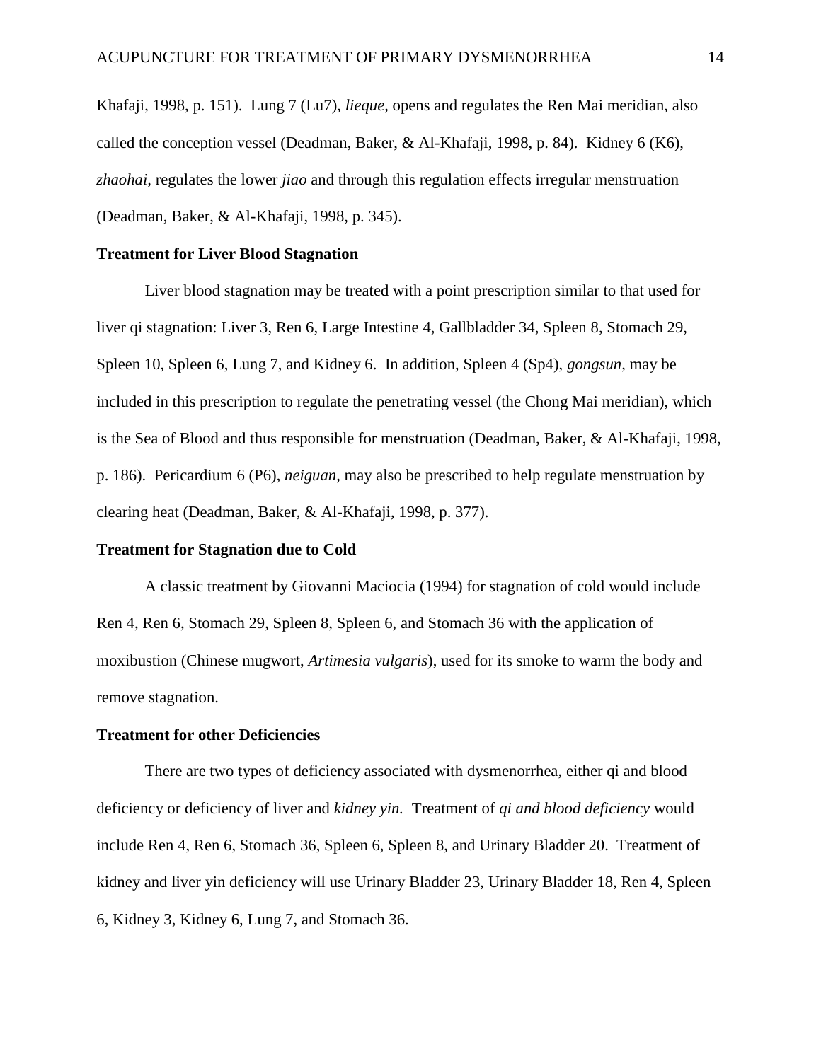Khafaji, 1998, p. 151). Lung 7 (Lu7), *lieque*, opens and regulates the Ren Mai meridian, also called the conception vessel (Deadman, Baker, & Al-Khafaji, 1998, p. 84). Kidney 6 (K6), *zhaohai*, regulates the lower *jiao* and through this regulation effects irregular menstruation (Deadman, Baker, & Al-Khafaji, 1998, p. 345).

### Treatment for Liver Blood Stagnation

Liver blood stagnation may be treated with a point prescription similar to that used for liver qi stagnation: Liver 3, Ren 6, Large Intestine 4, Gallbladder 34, Spleen 8, Stomach 29, Spleen 10, Spleen 6, Lung 7, and Kidney 6. In addition, Spleen 4 (Sp4), *gongsun*, may be included in this prescription to regulate the penetrating vessel (the Chong Mai meridian), which is the Sea of Blood and thus responsible for menstruation (Deadman, Baker, & Al-Khafaji, 1998, p. 186). Pericardium 6 (P6), *neiguan*, may also be prescribed to help regulate menstruation by clearing heat (Deadman, Baker, & Al-Khafaji, 1998, p. 377).

### Treatment for Stagnation due to Cold

A classic treatment by Giovanni Maciocia (1994) for stagnation of cold would include Ren 4, Ren 6, Stomach 29, Spleen 8, Spleen 6, and Stomach 36 with the application of moxibustion (Chinese mugwort, *Artimesia vulgaris*), used for its smoke to warm the body and remove stagnation.

### Treatment for other Deficiencies

There are two types of deficiency associated with dysmenorrhea, either qi and blood deficiency or deficiency of liver and *kidney yin.* Treatment of *qi and blood deficiency* would include Ren 4, Ren 6, Stomach 36, Spleen 6, Spleen 8, and Urinary Bladder 20. Treatment of kidney and liver yin deficiency will use Urinary Bladder 23, Urinary Bladder 18, Ren 4, Spleen 6, Kidney 3, Kidney 6, Lung 7, and Stomach 36.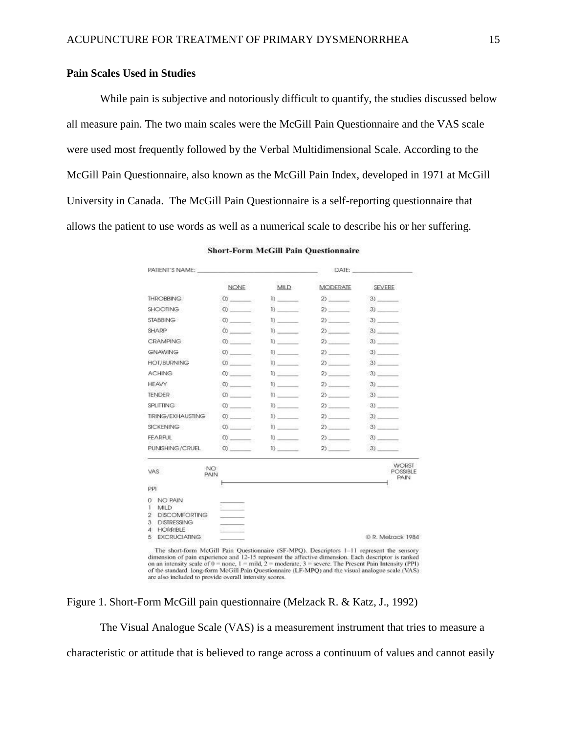### Pain Scales Used in Studies

While pain is subjective and notoriously difficult to quantify, the studies discussed below all measure pain. The two main scales were the McGill Pain Questionnaire and the VAS scale were used most frequently followed by the Verbal Multidimensional Scale. According to the McGill Pain Questionnaire, also known as the McGill Pain Index, developed in 1971 at McGill University in Canada. The McGill Pain Questionnaire is a self-reporting questionnaire that allows the patient to use words as well as a numerical scale to describe his or her suffering.

**Short-Form McGill Pain Questionnaire**

PATIENT'S NAME: ______________ DATE: ______________

| | NONE | MILD | MODERATE | SEVERE |
|---|---|---|---|---|
| THROBBING | 0) ____ | 1) ____ | 2) ____ | 3) ____ |
| SHOOTING | 0) ____ | 1) ____ | 2) ____ | 3) ____ |
| STABBING | 0) ____ | 1) ____ | 2) ____ | 3) ____ |
| SHARP | 0) ____ | 1) ____ | 2) ____ | 3) ____ |
| CRAMPING | 0) ____ | 1) ____ | 2) ____ | 3) ____ |
| GNAWING | 0) ____ | 1) ____ | 2) ____ | 3) ____ |
| HOT/BURNING | 0) ____ | 1) ____ | 2) ____ | 3) ____ |
| ACHING | 0) ____ | 1) ____ | 2) ____ | 3) ____ |
| HEAVY | 0) ____ | 1) ____ | 2) ____ | 3) ____ |
| TENDER | 0) ____ | 1) ____ | 2) ____ | 3) ____ |
| SPLITTING | 0) ____ | 1) ____ | 2) ____ | 3) ____ |
| TIRING/EXHAUSTING | 0) ____ | 1) ____ | 2) ____ | 3) ____ |
| SICKENING | 0) ____ | 1) ____ | 2) ____ | 3) ____ |
| FEARFUL | 0) ____ | 1) ____ | 2) ____ | 3) ____ |
| PUNISHING/CRUEL | 0) ____ | 1) ____ | 2) ____ | 3) ____ |

VAS — NO PAIN |————————————————| WORST POSSIBLE PAIN

PPI

0 NO PAIN ____
1 MILD ____
2 DISCOMFORTING ____
3 DISTRESSING ____
4 HORRIBLE ____
5 EXCRUCIATING ____

© R. Melzack 1984

The short-form McGill Pain Questionnaire (SF-MPQ). Descriptors 1–11 represent the sensory dimension of pain experience and 12-15 represent the affective dimension. Each descriptor is ranked on an intensity scale of 0 = none, 1 = mild, 2 = moderate, 3 = severe. The Present Pain Intensity (PPI) of the standard long-form McGill Pain Questionnaire (LF-MPQ) and the visual analogue scale (VAS) are also included to provide overall intensity scores.

Figure 1. Short-Form McGill pain questionnaire (Melzack R. & Katz, J., 1992)

The Visual Analogue Scale (VAS) is a measurement instrument that tries to measure a characteristic or attitude that is believed to range across a continuum of values and cannot easily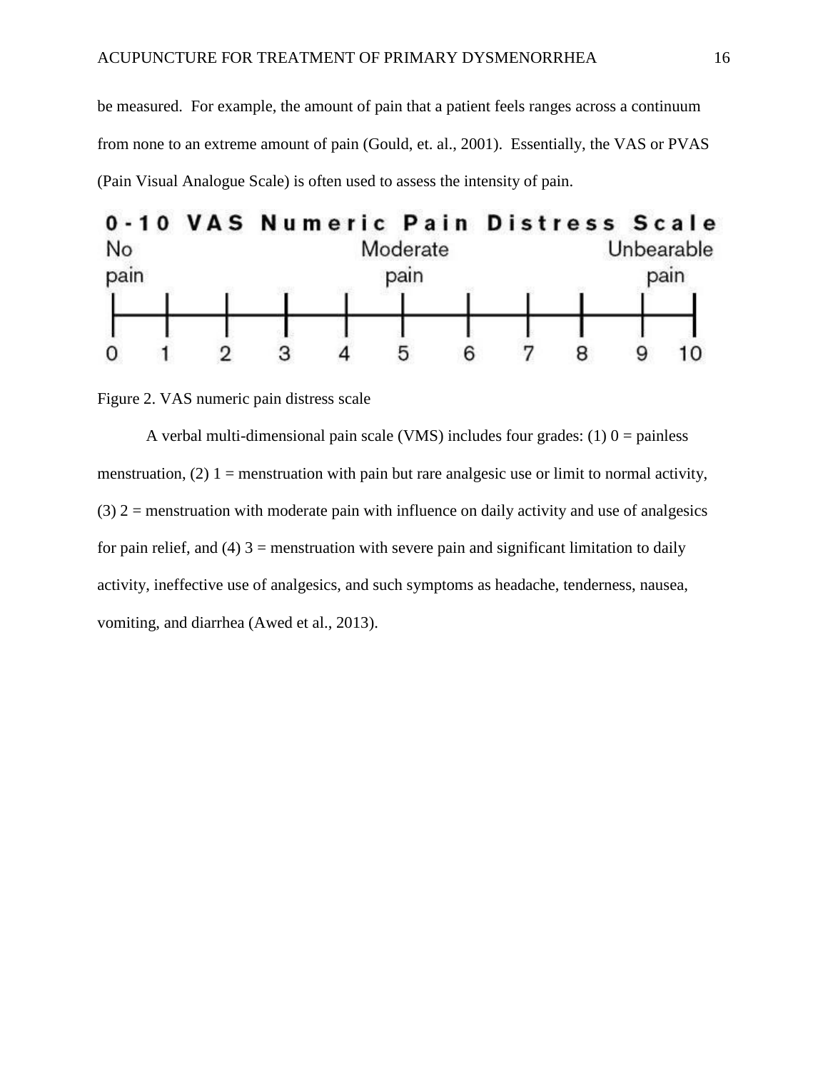be measured.  For example, the amount of pain that a patient feels ranges across a continuum from none to an extreme amount of pain (Gould, et. al., 2001).  Essentially, the VAS or PVAS (Pain Visual Analogue Scale) is often used to assess the intensity of pain.

**0-10 VAS Numeric Pain Distress Scale**

No pain — Moderate pain — Unbearable pain

0 1 2 3 4 5 6 7 8 9 10

Figure 2. VAS numeric pain distress scale

A verbal multi-dimensional pain scale (VMS) includes four grades: (1) 0 = painless menstruation, (2) 1 = menstruation with pain but rare analgesic use or limit to normal activity, (3) 2 = menstruation with moderate pain with influence on daily activity and use of analgesics for pain relief, and (4) 3 = menstruation with severe pain and significant limitation to daily activity, ineffective use of analgesics, and such symptoms as headache, tenderness, nausea, vomiting, and diarrhea (Awed et al., 2013).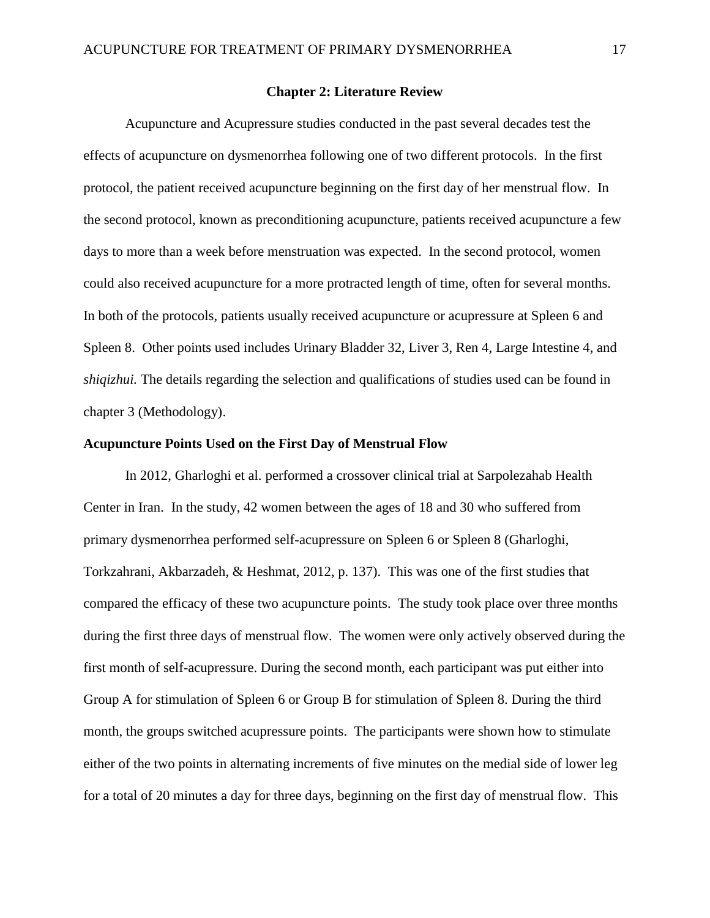## Chapter 2: Literature Review

Acupuncture and Acupressure studies conducted in the past several decades test the effects of acupuncture on dysmenorrhea following one of two different protocols. In the first protocol, the patient received acupuncture beginning on the first day of her menstrual flow. In the second protocol, known as preconditioning acupuncture, patients received acupuncture a few days to more than a week before menstruation was expected. In the second protocol, women could also received acupuncture for a more protracted length of time, often for several months. In both of the protocols, patients usually received acupuncture or acupressure at Spleen 6 and Spleen 8. Other points used includes Urinary Bladder 32, Liver 3, Ren 4, Large Intestine 4, and *shiqizhui.* The details regarding the selection and qualifications of studies used can be found in chapter 3 (Methodology).

### Acupuncture Points Used on the First Day of Menstrual Flow

In 2012, Gharloghi et al. performed a crossover clinical trial at Sarpolezahab Health Center in Iran. In the study, 42 women between the ages of 18 and 30 who suffered from primary dysmenorrhea performed self-acupressure on Spleen 6 or Spleen 8 (Gharloghi, Torkzahrani, Akbarzadeh, & Heshmat, 2012, p. 137). This was one of the first studies that compared the efficacy of these two acupuncture points. The study took place over three months during the first three days of menstrual flow. The women were only actively observed during the first month of self-acupressure. During the second month, each participant was put either into Group A for stimulation of Spleen 6 or Group B for stimulation of Spleen 8. During the third month, the groups switched acupressure points. The participants were shown how to stimulate either of the two points in alternating increments of five minutes on the medial side of lower leg for a total of 20 minutes a day for three days, beginning on the first day of menstrual flow. This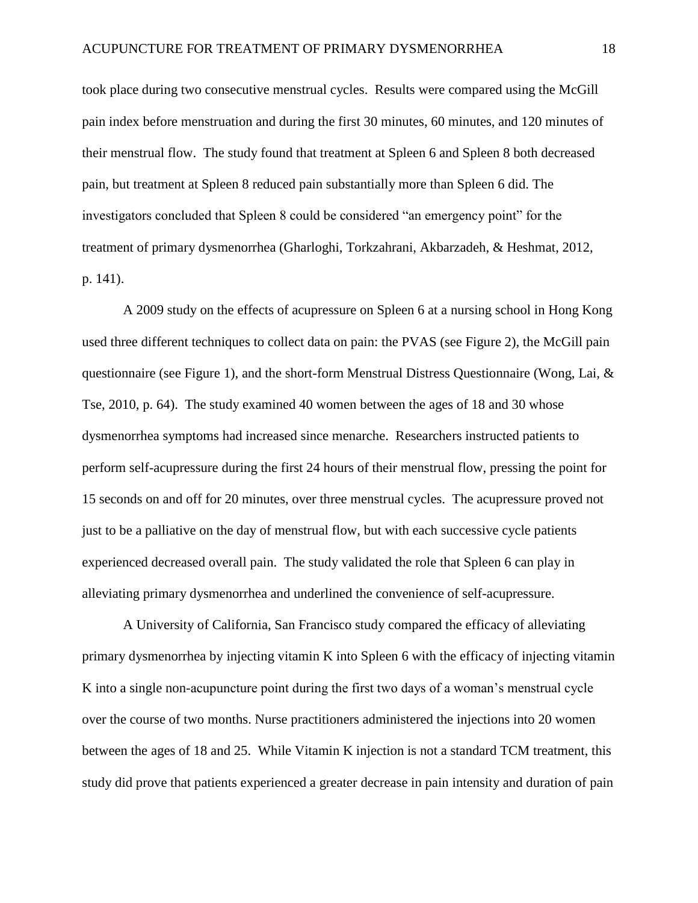took place during two consecutive menstrual cycles. Results were compared using the McGill pain index before menstruation and during the first 30 minutes, 60 minutes, and 120 minutes of their menstrual flow. The study found that treatment at Spleen 6 and Spleen 8 both decreased pain, but treatment at Spleen 8 reduced pain substantially more than Spleen 6 did. The investigators concluded that Spleen 8 could be considered "an emergency point" for the treatment of primary dysmenorrhea (Gharloghi, Torkzahrani, Akbarzadeh, & Heshmat, 2012, p. 141).

A 2009 study on the effects of acupressure on Spleen 6 at a nursing school in Hong Kong used three different techniques to collect data on pain: the PVAS (see Figure 2), the McGill pain questionnaire (see Figure 1), and the short-form Menstrual Distress Questionnaire (Wong, Lai, & Tse, 2010, p. 64). The study examined 40 women between the ages of 18 and 30 whose dysmenorrhea symptoms had increased since menarche. Researchers instructed patients to perform self-acupressure during the first 24 hours of their menstrual flow, pressing the point for 15 seconds on and off for 20 minutes, over three menstrual cycles. The acupressure proved not just to be a palliative on the day of menstrual flow, but with each successive cycle patients experienced decreased overall pain. The study validated the role that Spleen 6 can play in alleviating primary dysmenorrhea and underlined the convenience of self-acupressure.

A University of California, San Francisco study compared the efficacy of alleviating primary dysmenorrhea by injecting vitamin K into Spleen 6 with the efficacy of injecting vitamin K into a single non-acupuncture point during the first two days of a woman's menstrual cycle over the course of two months. Nurse practitioners administered the injections into 20 women between the ages of 18 and 25. While Vitamin K injection is not a standard TCM treatment, this study did prove that patients experienced a greater decrease in pain intensity and duration of pain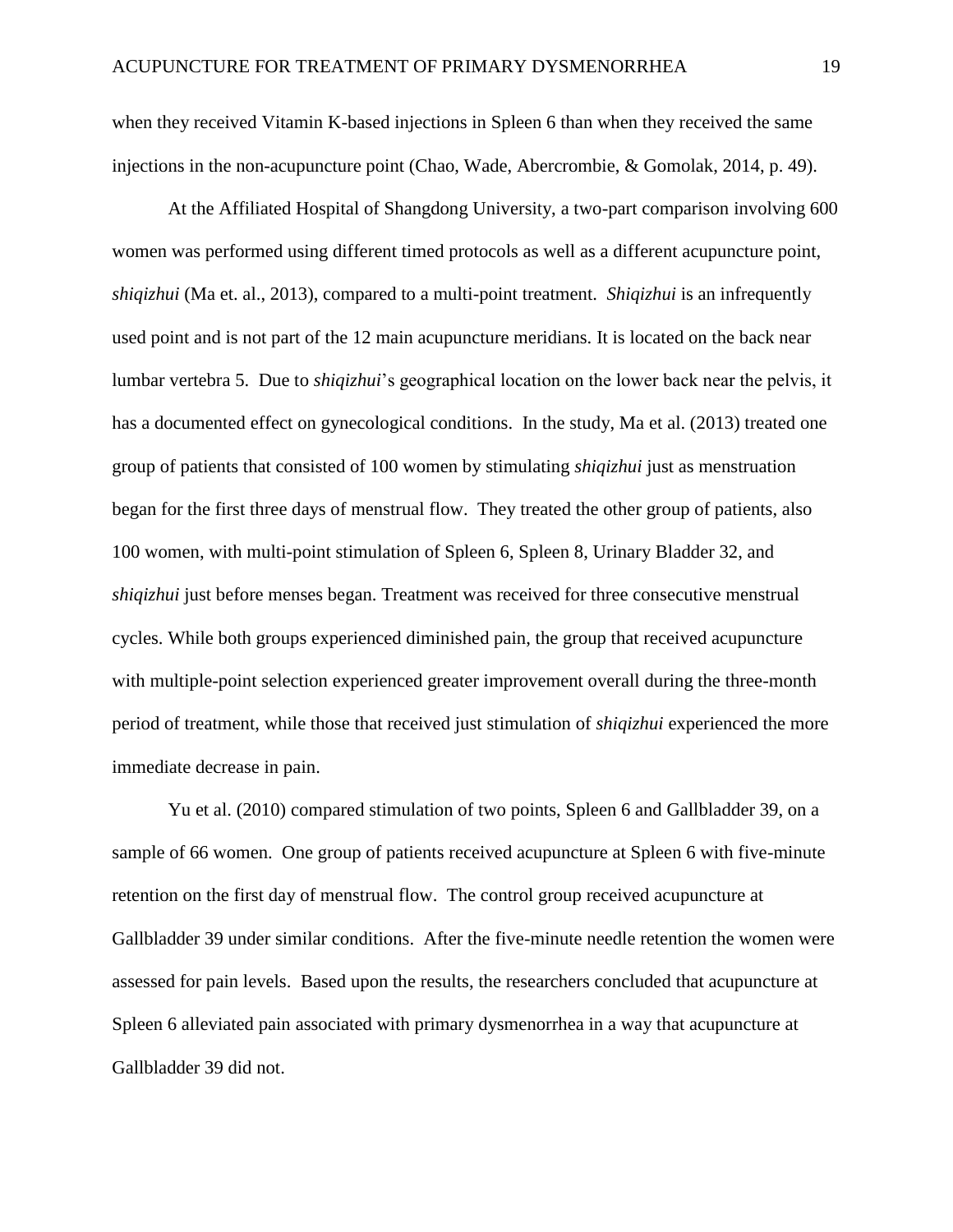when they received Vitamin K-based injections in Spleen 6 than when they received the same injections in the non-acupuncture point (Chao, Wade, Abercrombie, & Gomolak, 2014, p. 49).

At the Affiliated Hospital of Shangdong University, a two-part comparison involving 600 women was performed using different timed protocols as well as a different acupuncture point, *shiqizhui* (Ma et. al., 2013), compared to a multi-point treatment. *Shiqizhui* is an infrequently used point and is not part of the 12 main acupuncture meridians. It is located on the back near lumbar vertebra 5. Due to *shiqizhui*'s geographical location on the lower back near the pelvis, it has a documented effect on gynecological conditions. In the study, Ma et al. (2013) treated one group of patients that consisted of 100 women by stimulating *shiqizhui* just as menstruation began for the first three days of menstrual flow. They treated the other group of patients, also 100 women, with multi-point stimulation of Spleen 6, Spleen 8, Urinary Bladder 32, and *shiqizhui* just before menses began. Treatment was received for three consecutive menstrual cycles. While both groups experienced diminished pain, the group that received acupuncture with multiple-point selection experienced greater improvement overall during the three-month period of treatment, while those that received just stimulation of *shiqizhui* experienced the more immediate decrease in pain.

Yu et al. (2010) compared stimulation of two points, Spleen 6 and Gallbladder 39, on a sample of 66 women. One group of patients received acupuncture at Spleen 6 with five-minute retention on the first day of menstrual flow. The control group received acupuncture at Gallbladder 39 under similar conditions. After the five-minute needle retention the women were assessed for pain levels. Based upon the results, the researchers concluded that acupuncture at Spleen 6 alleviated pain associated with primary dysmenorrhea in a way that acupuncture at Gallbladder 39 did not.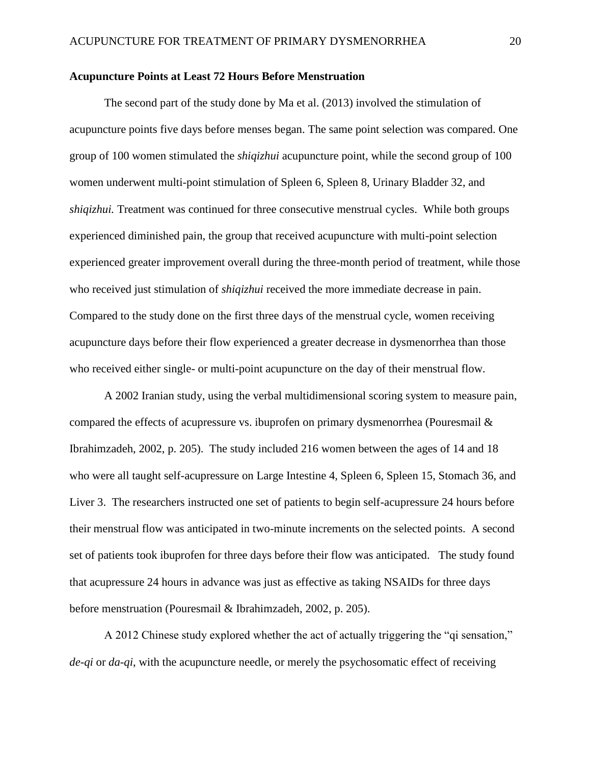**Acupuncture Points at Least 72 Hours Before Menstruation**

The second part of the study done by Ma et al. (2013) involved the stimulation of acupuncture points five days before menses began. The same point selection was compared. One group of 100 women stimulated the *shiqizhui* acupuncture point, while the second group of 100 women underwent multi-point stimulation of Spleen 6, Spleen 8, Urinary Bladder 32, and *shiqizhui.* Treatment was continued for three consecutive menstrual cycles. While both groups experienced diminished pain, the group that received acupuncture with multi-point selection experienced greater improvement overall during the three-month period of treatment, while those who received just stimulation of *shiqizhui* received the more immediate decrease in pain. Compared to the study done on the first three days of the menstrual cycle, women receiving acupuncture days before their flow experienced a greater decrease in dysmenorrhea than those who received either single- or multi-point acupuncture on the day of their menstrual flow.

A 2002 Iranian study, using the verbal multidimensional scoring system to measure pain, compared the effects of acupressure vs. ibuprofen on primary dysmenorrhea (Pouresmail & Ibrahimzadeh, 2002, p. 205). The study included 216 women between the ages of 14 and 18 who were all taught self-acupressure on Large Intestine 4, Spleen 6, Spleen 15, Stomach 36, and Liver 3. The researchers instructed one set of patients to begin self-acupressure 24 hours before their menstrual flow was anticipated in two-minute increments on the selected points. A second set of patients took ibuprofen for three days before their flow was anticipated. The study found that acupressure 24 hours in advance was just as effective as taking NSAIDs for three days before menstruation (Pouresmail & Ibrahimzadeh, 2002, p. 205).

A 2012 Chinese study explored whether the act of actually triggering the "qi sensation," *de-qi* or *da-qi*, with the acupuncture needle, or merely the psychosomatic effect of receiving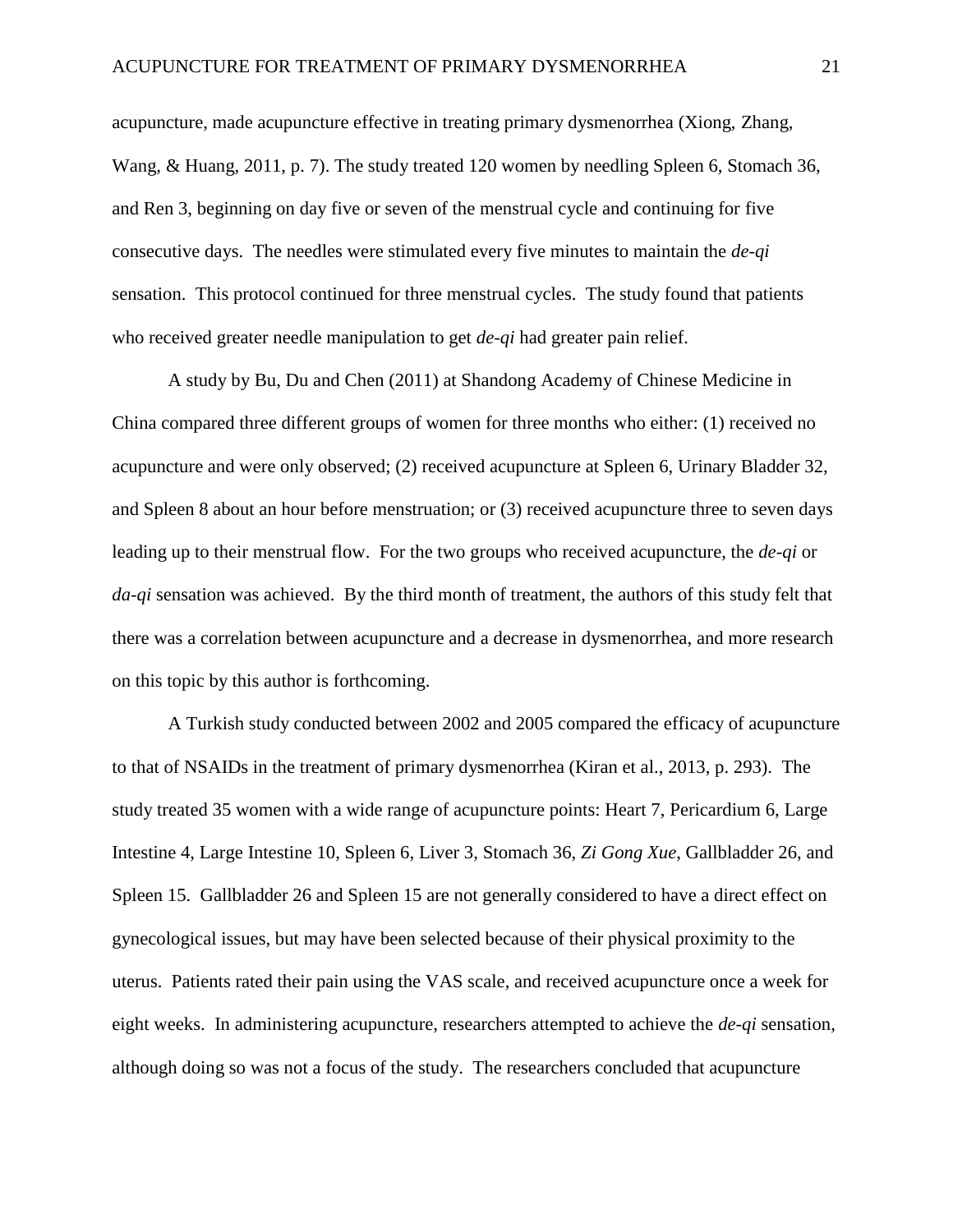acupuncture, made acupuncture effective in treating primary dysmenorrhea (Xiong, Zhang, Wang, & Huang, 2011, p. 7). The study treated 120 women by needling Spleen 6, Stomach 36, and Ren 3, beginning on day five or seven of the menstrual cycle and continuing for five consecutive days. The needles were stimulated every five minutes to maintain the *de-qi* sensation. This protocol continued for three menstrual cycles. The study found that patients who received greater needle manipulation to get *de-qi* had greater pain relief.

A study by Bu, Du and Chen (2011) at Shandong Academy of Chinese Medicine in China compared three different groups of women for three months who either: (1) received no acupuncture and were only observed; (2) received acupuncture at Spleen 6, Urinary Bladder 32, and Spleen 8 about an hour before menstruation; or (3) received acupuncture three to seven days leading up to their menstrual flow. For the two groups who received acupuncture, the *de-qi* or *da-qi* sensation was achieved. By the third month of treatment, the authors of this study felt that there was a correlation between acupuncture and a decrease in dysmenorrhea, and more research on this topic by this author is forthcoming.

A Turkish study conducted between 2002 and 2005 compared the efficacy of acupuncture to that of NSAIDs in the treatment of primary dysmenorrhea (Kiran et al., 2013, p. 293). The study treated 35 women with a wide range of acupuncture points: Heart 7, Pericardium 6, Large Intestine 4, Large Intestine 10, Spleen 6, Liver 3, Stomach 36, *Zi Gong Xue*, Gallbladder 26, and Spleen 15. Gallbladder 26 and Spleen 15 are not generally considered to have a direct effect on gynecological issues, but may have been selected because of their physical proximity to the uterus. Patients rated their pain using the VAS scale, and received acupuncture once a week for eight weeks. In administering acupuncture, researchers attempted to achieve the *de-qi* sensation, although doing so was not a focus of the study. The researchers concluded that acupuncture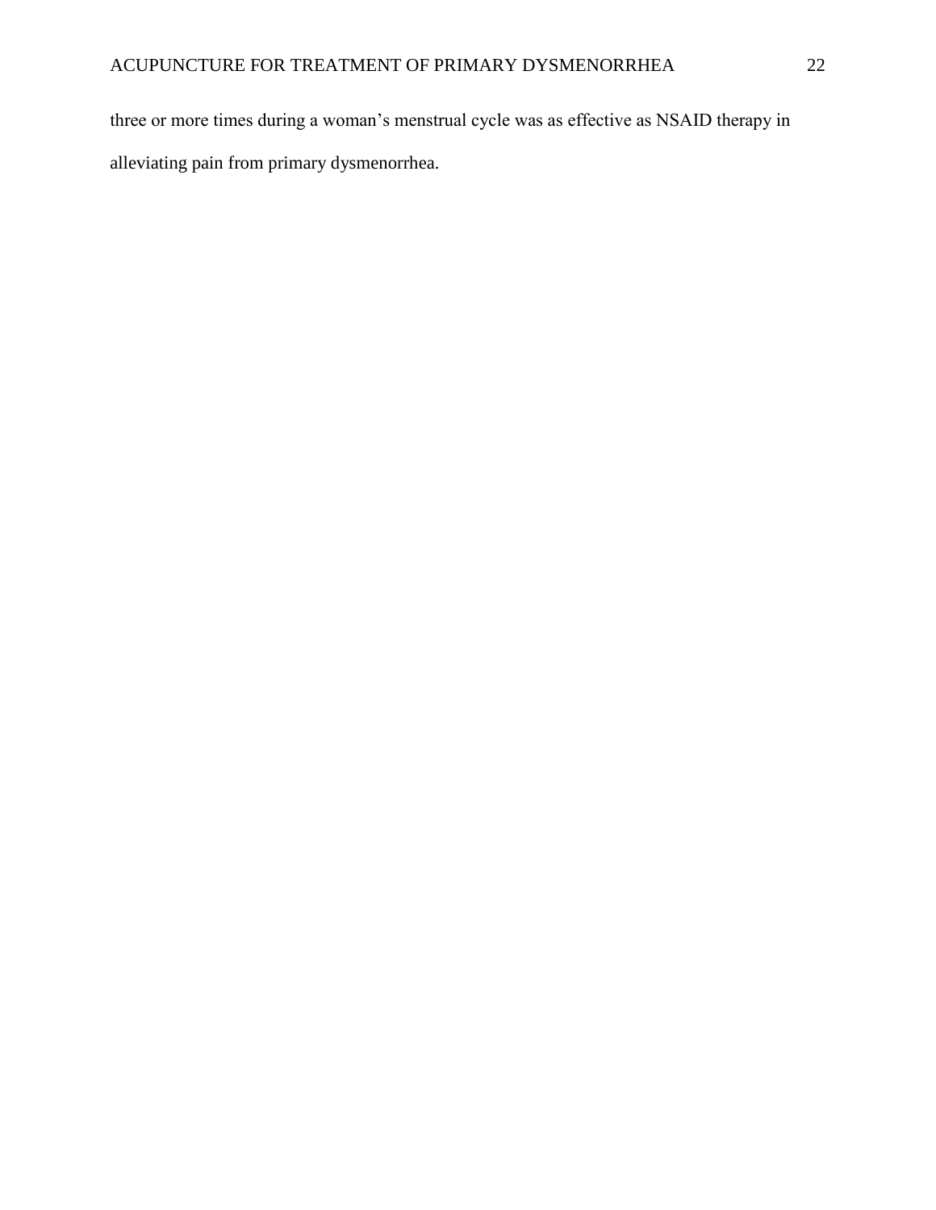three or more times during a woman's menstrual cycle was as effective as NSAID therapy in alleviating pain from primary dysmenorrhea.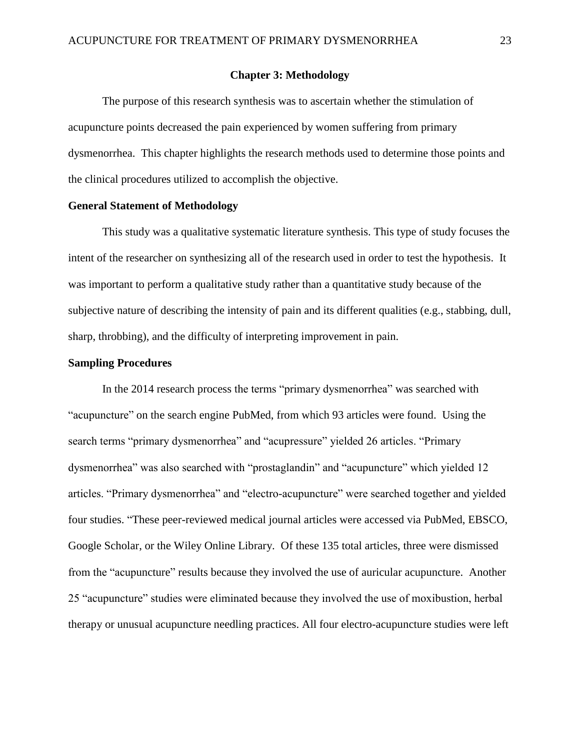## Chapter 3: Methodology

The purpose of this research synthesis was to ascertain whether the stimulation of acupuncture points decreased the pain experienced by women suffering from primary dysmenorrhea. This chapter highlights the research methods used to determine those points and the clinical procedures utilized to accomplish the objective.

### General Statement of Methodology

This study was a qualitative systematic literature synthesis. This type of study focuses the intent of the researcher on synthesizing all of the research used in order to test the hypothesis. It was important to perform a qualitative study rather than a quantitative study because of the subjective nature of describing the intensity of pain and its different qualities (e.g., stabbing, dull, sharp, throbbing), and the difficulty of interpreting improvement in pain.

### Sampling Procedures

In the 2014 research process the terms "primary dysmenorrhea" was searched with "acupuncture" on the search engine PubMed, from which 93 articles were found. Using the search terms "primary dysmenorrhea" and "acupressure" yielded 26 articles. "Primary dysmenorrhea" was also searched with "prostaglandin" and "acupuncture" which yielded 12 articles. "Primary dysmenorrhea" and "electro-acupuncture" were searched together and yielded four studies. "These peer-reviewed medical journal articles were accessed via PubMed, EBSCO, Google Scholar, or the Wiley Online Library. Of these 135 total articles, three were dismissed from the "acupuncture" results because they involved the use of auricular acupuncture. Another 25 "acupuncture" studies were eliminated because they involved the use of moxibustion, herbal therapy or unusual acupuncture needling practices. All four electro-acupuncture studies were left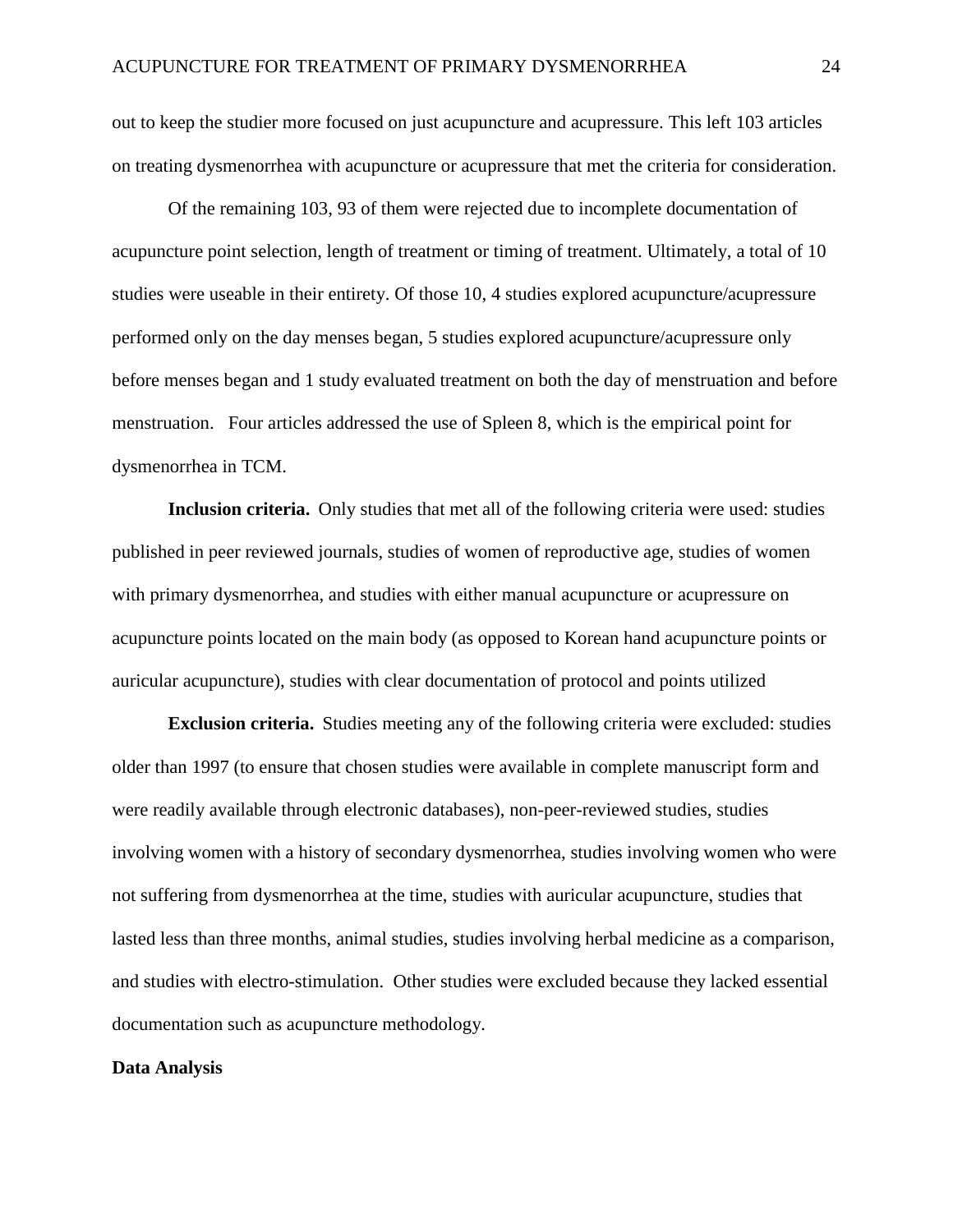out to keep the studier more focused on just acupuncture and acupressure. This left 103 articles on treating dysmenorrhea with acupuncture or acupressure that met the criteria for consideration.

Of the remaining 103, 93 of them were rejected due to incomplete documentation of acupuncture point selection, length of treatment or timing of treatment. Ultimately, a total of 10 studies were useable in their entirety. Of those 10, 4 studies explored acupuncture/acupressure performed only on the day menses began, 5 studies explored acupuncture/acupressure only before menses began and 1 study evaluated treatment on both the day of menstruation and before menstruation. Four articles addressed the use of Spleen 8, which is the empirical point for dysmenorrhea in TCM.

**Inclusion criteria.** Only studies that met all of the following criteria were used: studies published in peer reviewed journals, studies of women of reproductive age, studies of women with primary dysmenorrhea, and studies with either manual acupuncture or acupressure on acupuncture points located on the main body (as opposed to Korean hand acupuncture points or auricular acupuncture), studies with clear documentation of protocol and points utilized

**Exclusion criteria.** Studies meeting any of the following criteria were excluded: studies older than 1997 (to ensure that chosen studies were available in complete manuscript form and were readily available through electronic databases), non-peer-reviewed studies, studies involving women with a history of secondary dysmenorrhea, studies involving women who were not suffering from dysmenorrhea at the time, studies with auricular acupuncture, studies that lasted less than three months, animal studies, studies involving herbal medicine as a comparison, and studies with electro-stimulation. Other studies were excluded because they lacked essential documentation such as acupuncture methodology.

## Data Analysis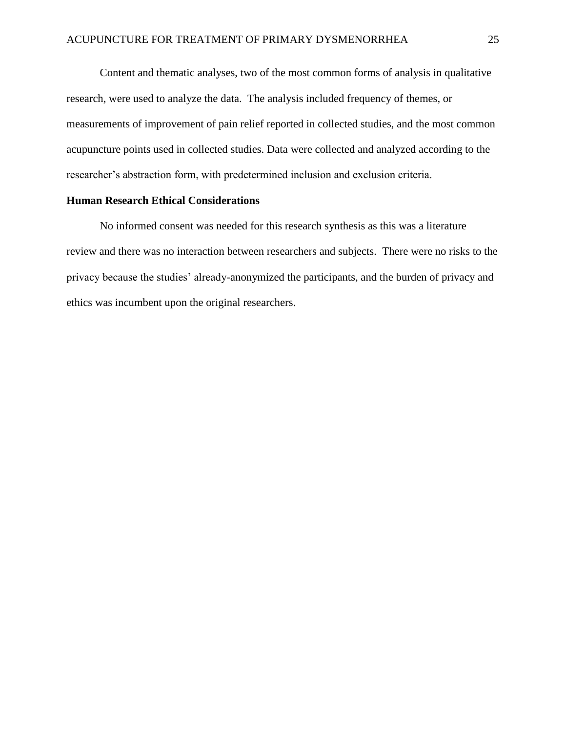Content and thematic analyses, two of the most common forms of analysis in qualitative research, were used to analyze the data. The analysis included frequency of themes, or measurements of improvement of pain relief reported in collected studies, and the most common acupuncture points used in collected studies. Data were collected and analyzed according to the researcher's abstraction form, with predetermined inclusion and exclusion criteria.

## Human Research Ethical Considerations

No informed consent was needed for this research synthesis as this was a literature review and there was no interaction between researchers and subjects. There were no risks to the privacy because the studies' already-anonymized the participants, and the burden of privacy and ethics was incumbent upon the original researchers.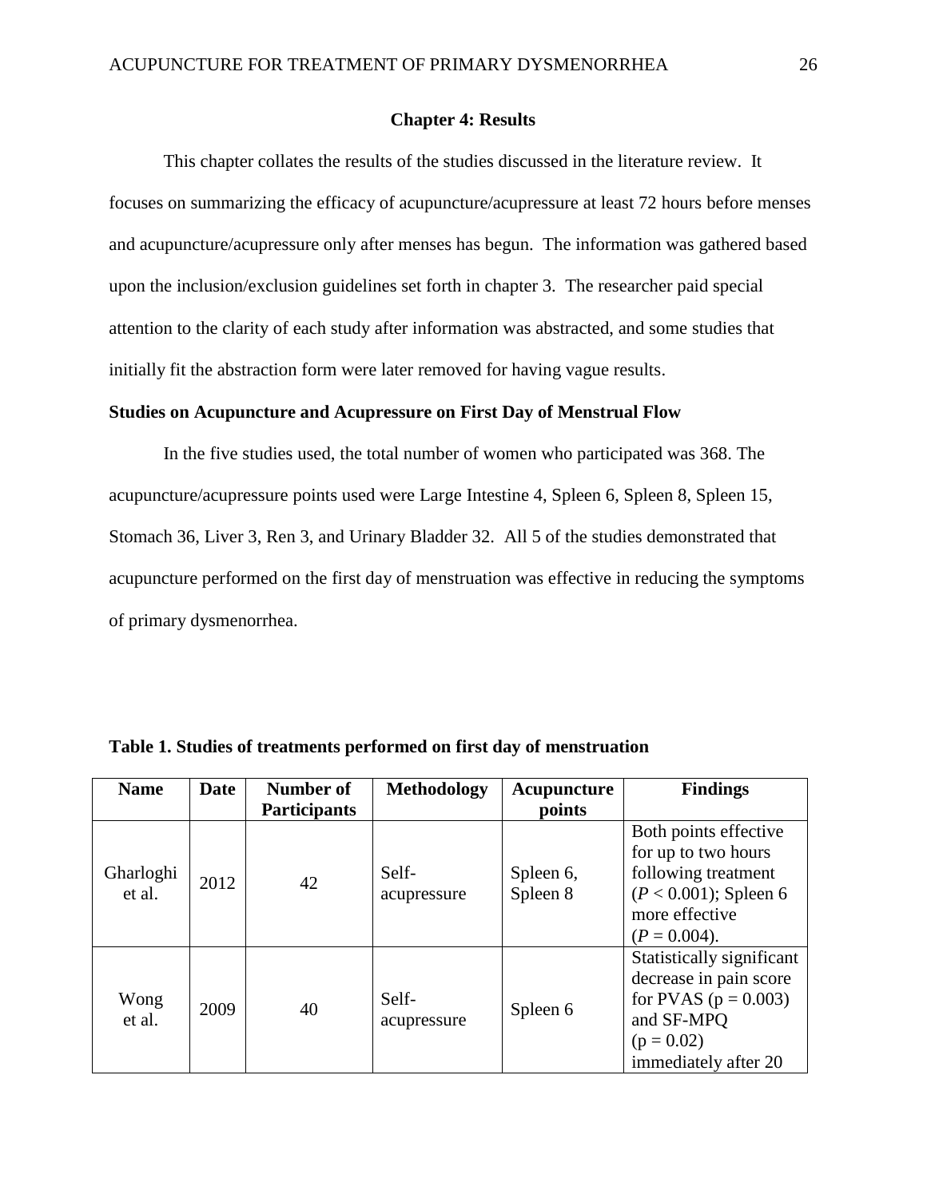# Chapter 4: Results

This chapter collates the results of the studies discussed in the literature review. It focuses on summarizing the efficacy of acupuncture/acupressure at least 72 hours before menses and acupuncture/acupressure only after menses has begun. The information was gathered based upon the inclusion/exclusion guidelines set forth in chapter 3. The researcher paid special attention to the clarity of each study after information was abstracted, and some studies that initially fit the abstraction form were later removed for having vague results.

## Studies on Acupuncture and Acupressure on First Day of Menstrual Flow

In the five studies used, the total number of women who participated was 368. The acupuncture/acupressure points used were Large Intestine 4, Spleen 6, Spleen 8, Spleen 15, Stomach 36, Liver 3, Ren 3, and Urinary Bladder 32. All 5 of the studies demonstrated that acupuncture performed on the first day of menstruation was effective in reducing the symptoms of primary dysmenorrhea.

**Table 1. Studies of treatments performed on first day of menstruation**

| Name | Date | Number of Participants | Methodology | Acupuncture points | Findings |
|---|---|---|---|---|---|
| Gharloghi et al. | 2012 | 42 | Self-acupressure | Spleen 6, Spleen 8 | Both points effective for up to two hours following treatment ($P < 0.001$); Spleen 6 more effective ($P = 0.004$). |
| Wong et al. | 2009 | 40 | Self-acupressure | Spleen 6 | Statistically significant decrease in pain score for PVAS ($p = 0.003$) and SF-MPQ ($p = 0.02$) immediately after 20 |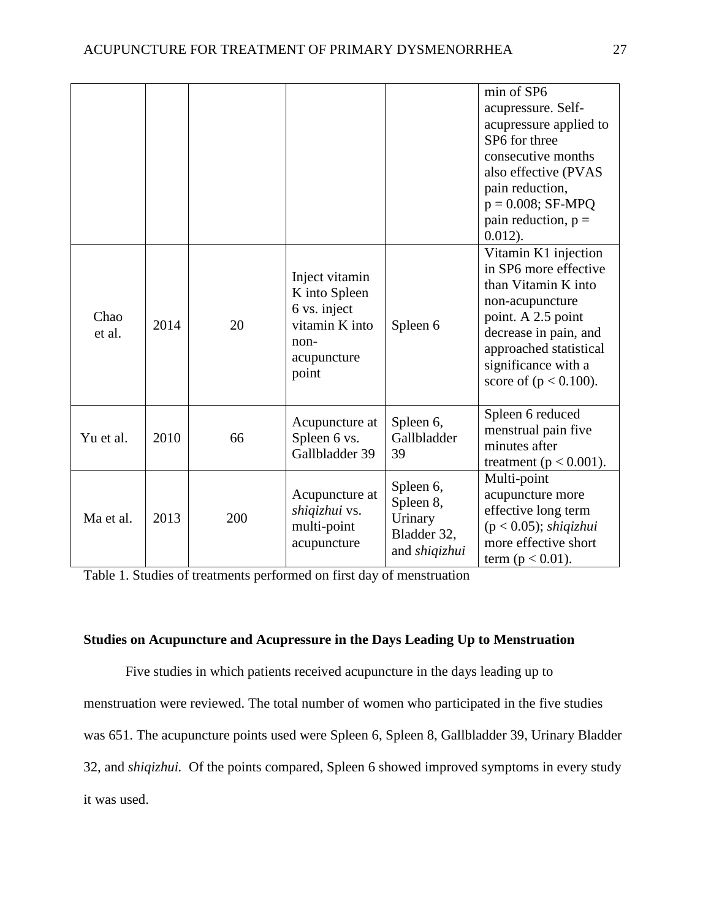| | | | | | |
|---|---|---|---|---|---|
| | | | | | min of SP6 acupressure. Self-acupressure applied to SP6 for three consecutive months also effective (PVAS pain reduction, $p = 0.008$; SF-MPQ pain reduction, $p = 0.012$). |
| Chao et al. | 2014 | 20 | Inject vitamin K into Spleen 6 vs. inject vitamin K into non-acupuncture point | Spleen 6 | Vitamin K1 injection in SP6 more effective than Vitamin K into non-acupuncture point. A 2.5 point decrease in pain, and approached statistical significance with a score of ($p < 0.100$). |
| Yu et al. | 2010 | 66 | Acupuncture at Spleen 6 vs. Gallbladder 39 | Spleen 6, Gallbladder 39 | Spleen 6 reduced menstrual pain five minutes after treatment ($p < 0.001$). |
| Ma et al. | 2013 | 200 | Acupuncture at *shiqizhui* vs. multi-point acupuncture | Spleen 6, Spleen 8, Urinary Bladder 32, and *shiqizhui* | Multi-point acupuncture more effective long term ($p < 0.05$); *shiqizhui* more effective short term ($p < 0.01$). |

Table 1. Studies of treatments performed on first day of menstruation

**Studies on Acupuncture and Acupressure in the Days Leading Up to Menstruation**

Five studies in which patients received acupuncture in the days leading up to menstruation were reviewed. The total number of women who participated in the five studies was 651. The acupuncture points used were Spleen 6, Spleen 8, Gallbladder 39, Urinary Bladder 32, and *shiqizhui.* Of the points compared, Spleen 6 showed improved symptoms in every study it was used.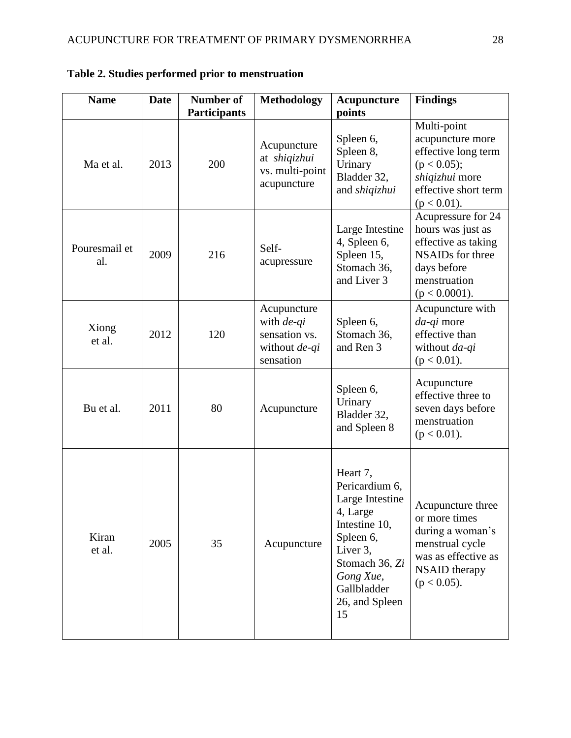**Table 2. Studies performed prior to menstruation**

| Name | Date | Number of Participants | Methodology | Acupuncture points | Findings |
|---|---|---|---|---|---|
| Ma et al. | 2013 | 200 | Acupuncture at *shiqizhui* vs. multi-point acupuncture | Spleen 6, Spleen 8, Urinary Bladder 32, and *shiqizhui* | Multi-point acupuncture more effective long term ($p < 0.05$); *shiqizhui* more effective short term ($p < 0.01$). |
| Pouresmail et al. | 2009 | 216 | Self-acupressure | Large Intestine 4, Spleen 6, Spleen 15, Stomach 36, and Liver 3 | Acupressure for 24 hours was just as effective as taking NSAIDs for three days before menstruation ($p < 0.0001$). |
| Xiong et al. | 2012 | 120 | Acupuncture with *de-qi* sensation vs. without *de-qi* sensation | Spleen 6, Stomach 36, and Ren 3 | Acupuncture with *da-qi* more effective than without *da-qi* ($p < 0.01$). |
| Bu et al. | 2011 | 80 | Acupuncture | Spleen 6, Urinary Bladder 32, and Spleen 8 | Acupuncture effective three to seven days before menstruation ($p < 0.01$). |
| Kiran et al. | 2005 | 35 | Acupuncture | Heart 7, Pericardium 6, Large Intestine 4, Large Intestine 10, Spleen 6, Liver 3, Stomach 36, *Zi Gong Xue*, Gallbladder 26, and Spleen 15 | Acupuncture three or more times during a woman's menstrual cycle was as effective as NSAID therapy ($p < 0.05$). |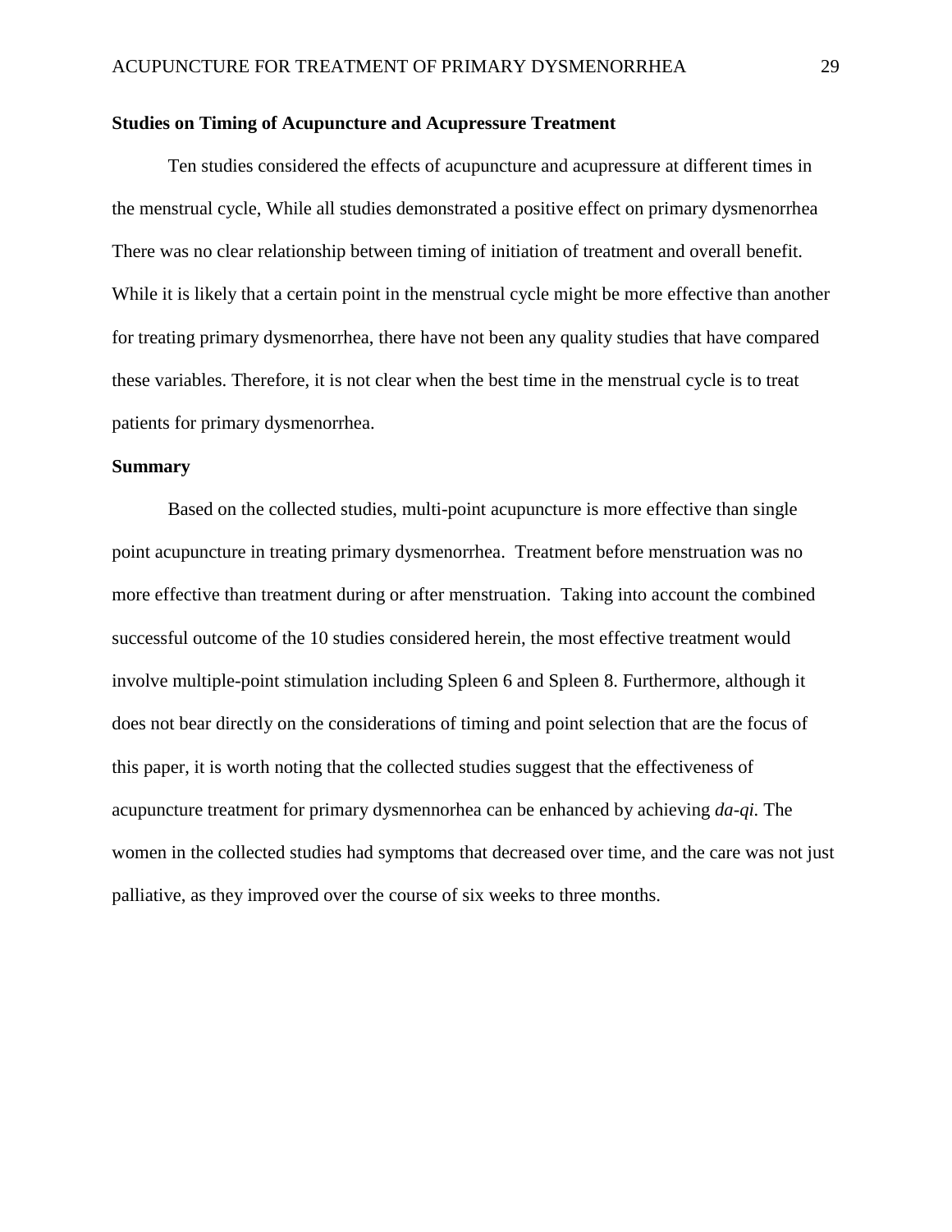**Studies on Timing of Acupuncture and Acupressure Treatment**

Ten studies considered the effects of acupuncture and acupressure at different times in the menstrual cycle, While all studies demonstrated a positive effect on primary dysmenorrhea There was no clear relationship between timing of initiation of treatment and overall benefit. While it is likely that a certain point in the menstrual cycle might be more effective than another for treating primary dysmenorrhea, there have not been any quality studies that have compared these variables. Therefore, it is not clear when the best time in the menstrual cycle is to treat patients for primary dysmenorrhea.

**Summary**

Based on the collected studies, multi-point acupuncture is more effective than single point acupuncture in treating primary dysmenorrhea. Treatment before menstruation was no more effective than treatment during or after menstruation. Taking into account the combined successful outcome of the 10 studies considered herein, the most effective treatment would involve multiple-point stimulation including Spleen 6 and Spleen 8. Furthermore, although it does not bear directly on the considerations of timing and point selection that are the focus of this paper, it is worth noting that the collected studies suggest that the effectiveness of acupuncture treatment for primary dysmennorhea can be enhanced by achieving *da-qi.* The women in the collected studies had symptoms that decreased over time, and the care was not just palliative, as they improved over the course of six weeks to three months.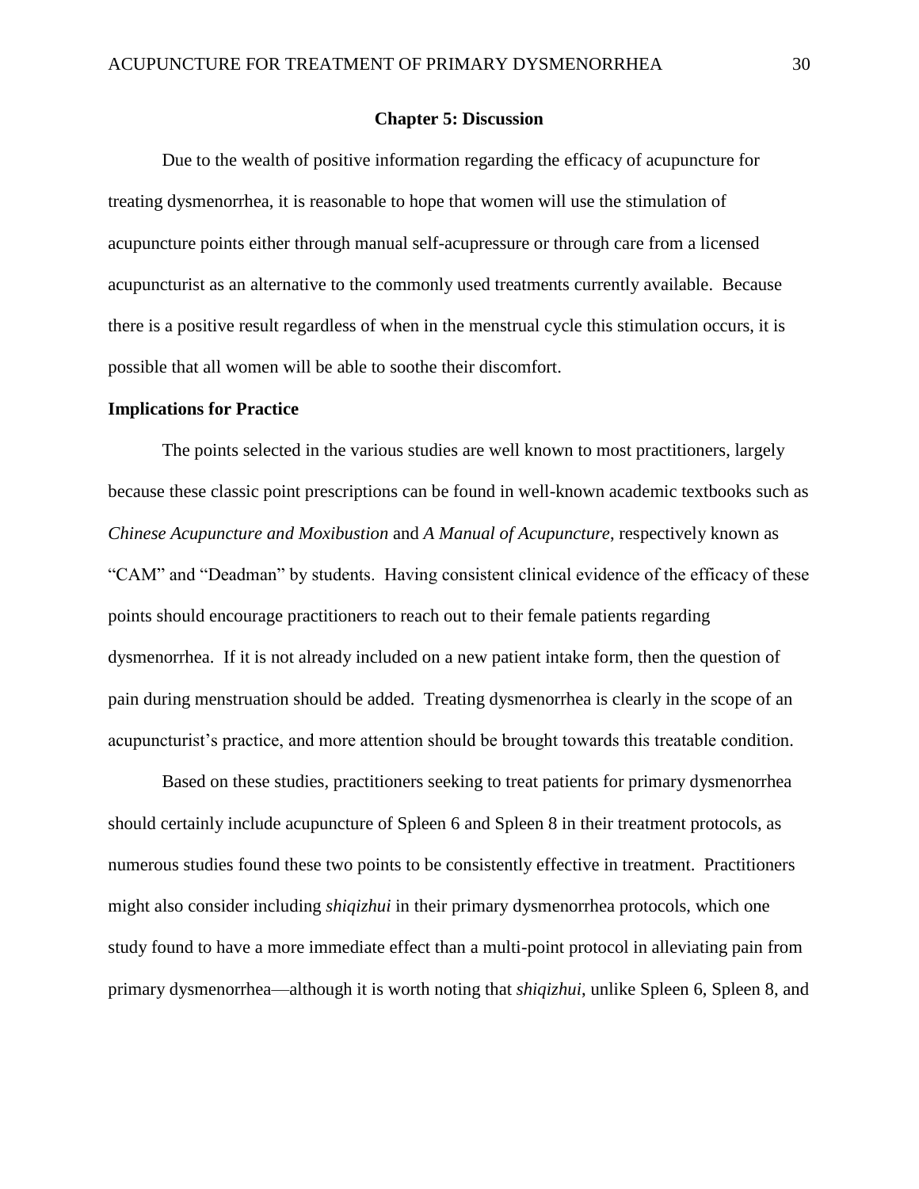## Chapter 5: Discussion

Due to the wealth of positive information regarding the efficacy of acupuncture for treating dysmenorrhea, it is reasonable to hope that women will use the stimulation of acupuncture points either through manual self-acupressure or through care from a licensed acupuncturist as an alternative to the commonly used treatments currently available. Because there is a positive result regardless of when in the menstrual cycle this stimulation occurs, it is possible that all women will be able to soothe their discomfort.

### Implications for Practice

The points selected in the various studies are well known to most practitioners, largely because these classic point prescriptions can be found in well-known academic textbooks such as *Chinese Acupuncture and Moxibustion* and *A Manual of Acupuncture*, respectively known as "CAM" and "Deadman" by students. Having consistent clinical evidence of the efficacy of these points should encourage practitioners to reach out to their female patients regarding dysmenorrhea. If it is not already included on a new patient intake form, then the question of pain during menstruation should be added. Treating dysmenorrhea is clearly in the scope of an acupuncturist's practice, and more attention should be brought towards this treatable condition.

Based on these studies, practitioners seeking to treat patients for primary dysmenorrhea should certainly include acupuncture of Spleen 6 and Spleen 8 in their treatment protocols, as numerous studies found these two points to be consistently effective in treatment. Practitioners might also consider including *shiqizhui* in their primary dysmenorrhea protocols, which one study found to have a more immediate effect than a multi-point protocol in alleviating pain from primary dysmenorrhea—although it is worth noting that *shiqizhui*, unlike Spleen 6, Spleen 8, and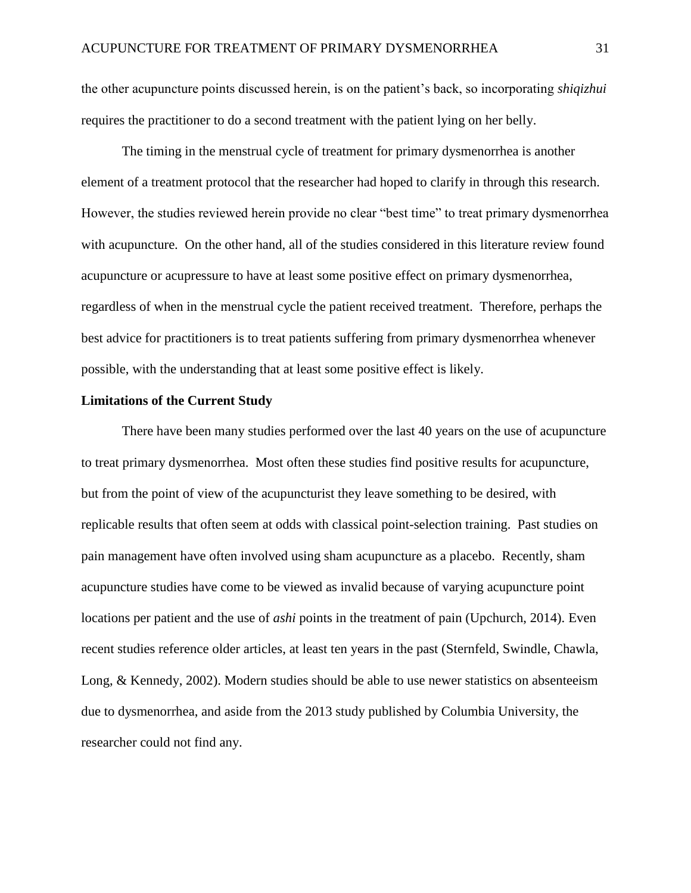the other acupuncture points discussed herein, is on the patient's back, so incorporating *shiqizhui* requires the practitioner to do a second treatment with the patient lying on her belly.

The timing in the menstrual cycle of treatment for primary dysmenorrhea is another element of a treatment protocol that the researcher had hoped to clarify in through this research. However, the studies reviewed herein provide no clear "best time" to treat primary dysmenorrhea with acupuncture. On the other hand, all of the studies considered in this literature review found acupuncture or acupressure to have at least some positive effect on primary dysmenorrhea, regardless of when in the menstrual cycle the patient received treatment. Therefore, perhaps the best advice for practitioners is to treat patients suffering from primary dysmenorrhea whenever possible, with the understanding that at least some positive effect is likely.

**Limitations of the Current Study**

There have been many studies performed over the last 40 years on the use of acupuncture to treat primary dysmenorrhea. Most often these studies find positive results for acupuncture, but from the point of view of the acupuncturist they leave something to be desired, with replicable results that often seem at odds with classical point-selection training. Past studies on pain management have often involved using sham acupuncture as a placebo. Recently, sham acupuncture studies have come to be viewed as invalid because of varying acupuncture point locations per patient and the use of *ashi* points in the treatment of pain (Upchurch, 2014). Even recent studies reference older articles, at least ten years in the past (Sternfeld, Swindle, Chawla, Long, & Kennedy, 2002). Modern studies should be able to use newer statistics on absenteeism due to dysmenorrhea, and aside from the 2013 study published by Columbia University, the researcher could not find any.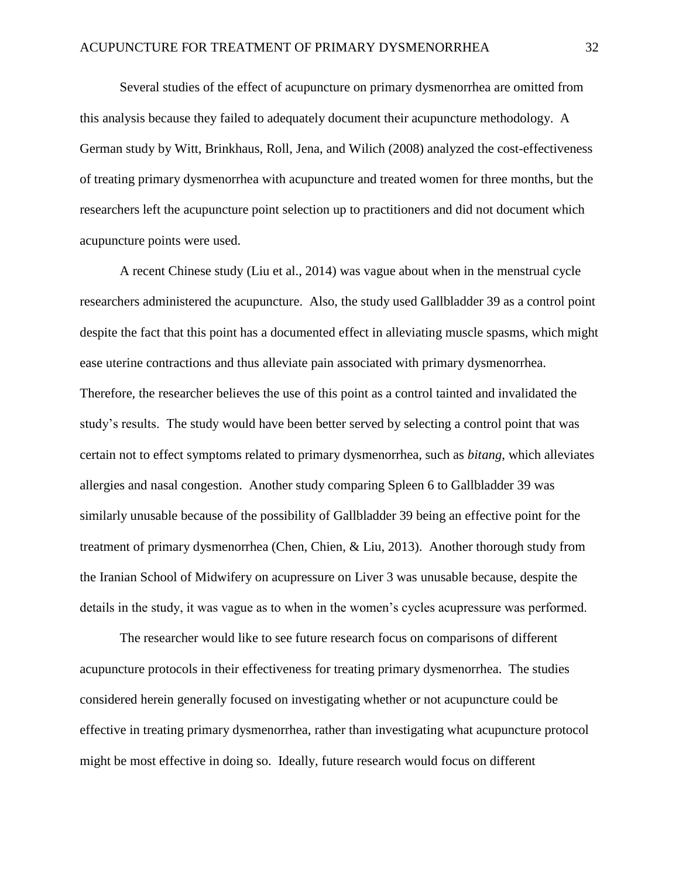Several studies of the effect of acupuncture on primary dysmenorrhea are omitted from this analysis because they failed to adequately document their acupuncture methodology. A German study by Witt, Brinkhaus, Roll, Jena, and Wilich (2008) analyzed the cost-effectiveness of treating primary dysmenorrhea with acupuncture and treated women for three months, but the researchers left the acupuncture point selection up to practitioners and did not document which acupuncture points were used.

A recent Chinese study (Liu et al., 2014) was vague about when in the menstrual cycle researchers administered the acupuncture. Also, the study used Gallbladder 39 as a control point despite the fact that this point has a documented effect in alleviating muscle spasms, which might ease uterine contractions and thus alleviate pain associated with primary dysmenorrhea. Therefore, the researcher believes the use of this point as a control tainted and invalidated the study's results. The study would have been better served by selecting a control point that was certain not to effect symptoms related to primary dysmenorrhea, such as *bitang,* which alleviates allergies and nasal congestion. Another study comparing Spleen 6 to Gallbladder 39 was similarly unusable because of the possibility of Gallbladder 39 being an effective point for the treatment of primary dysmenorrhea (Chen, Chien, & Liu, 2013). Another thorough study from the Iranian School of Midwifery on acupressure on Liver 3 was unusable because, despite the details in the study, it was vague as to when in the women's cycles acupressure was performed.

The researcher would like to see future research focus on comparisons of different acupuncture protocols in their effectiveness for treating primary dysmenorrhea. The studies considered herein generally focused on investigating whether or not acupuncture could be effective in treating primary dysmenorrhea, rather than investigating what acupuncture protocol might be most effective in doing so. Ideally, future research would focus on different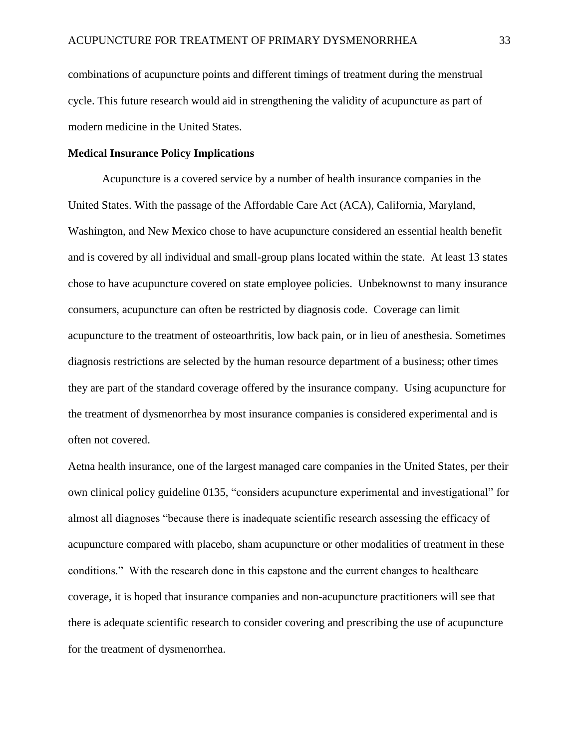combinations of acupuncture points and different timings of treatment during the menstrual cycle. This future research would aid in strengthening the validity of acupuncture as part of modern medicine in the United States.

**Medical Insurance Policy Implications**

Acupuncture is a covered service by a number of health insurance companies in the United States. With the passage of the Affordable Care Act (ACA), California, Maryland, Washington, and New Mexico chose to have acupuncture considered an essential health benefit and is covered by all individual and small-group plans located within the state. At least 13 states chose to have acupuncture covered on state employee policies. Unbeknownst to many insurance consumers, acupuncture can often be restricted by diagnosis code. Coverage can limit acupuncture to the treatment of osteoarthritis, low back pain, or in lieu of anesthesia. Sometimes diagnosis restrictions are selected by the human resource department of a business; other times they are part of the standard coverage offered by the insurance company. Using acupuncture for the treatment of dysmenorrhea by most insurance companies is considered experimental and is often not covered.

Aetna health insurance, one of the largest managed care companies in the United States, per their own clinical policy guideline 0135, "considers acupuncture experimental and investigational" for almost all diagnoses "because there is inadequate scientific research assessing the efficacy of acupuncture compared with placebo, sham acupuncture or other modalities of treatment in these conditions." With the research done in this capstone and the current changes to healthcare coverage, it is hoped that insurance companies and non-acupuncture practitioners will see that there is adequate scientific research to consider covering and prescribing the use of acupuncture for the treatment of dysmenorrhea.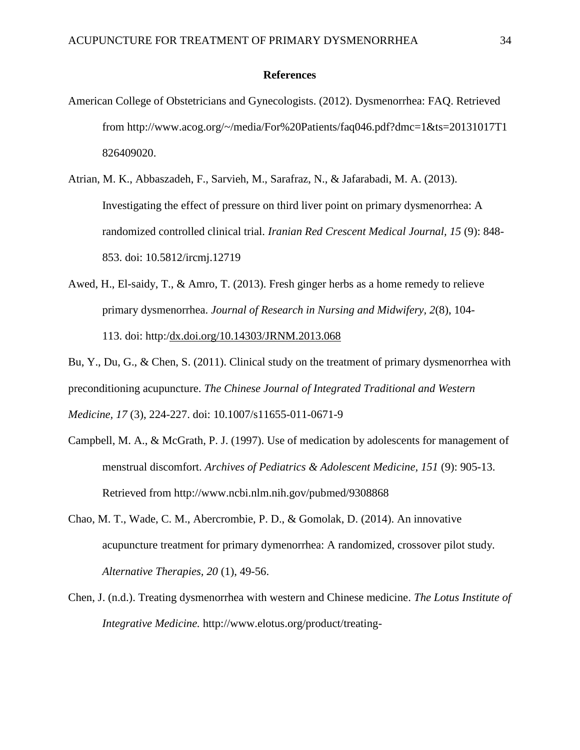# References

American College of Obstetricians and Gynecologists. (2012). Dysmenorrhea: FAQ. Retrieved from http://www.acog.org/~/media/For%20Patients/faq046.pdf?dmc=1&ts=20131017T1826409020.

Atrian, M. K., Abbaszadeh, F., Sarvieh, M., Sarafraz, N., & Jafarabadi, M. A. (2013). Investigating the effect of pressure on third liver point on primary dysmenorrhea: A randomized controlled clinical trial. *Iranian Red Crescent Medical Journal, 15* (9): 848-853. doi: 10.5812/ircmj.12719

Awed, H., El-saidy, T., & Amro, T. (2013). Fresh ginger herbs as a home remedy to relieve primary dysmenorrhea. *Journal of Research in Nursing and Midwifery, 2*(8), 104-113. doi: http:/dx.doi.org/10.14303/JRNM.2013.068

Bu, Y., Du, G., & Chen, S. (2011). Clinical study on the treatment of primary dysmenorrhea with preconditioning acupuncture. *The Chinese Journal of Integrated Traditional and Western Medicine, 17* (3), 224-227. doi: 10.1007/s11655-011-0671-9

Campbell, M. A., & McGrath, P. J. (1997). Use of medication by adolescents for management of menstrual discomfort. *Archives of Pediatrics & Adolescent Medicine, 151* (9): 905-13. Retrieved from http://www.ncbi.nlm.nih.gov/pubmed/9308868

Chao, M. T., Wade, C. M., Abercrombie, P. D., & Gomolak, D. (2014). An innovative acupuncture treatment for primary dymenorrhea: A randomized, crossover pilot study. *Alternative Therapies, 20* (1), 49-56.

Chen, J. (n.d.). Treating dysmenorrhea with western and Chinese medicine. *The Lotus Institute of Integrative Medicine.* http://www.elotus.org/product/treating-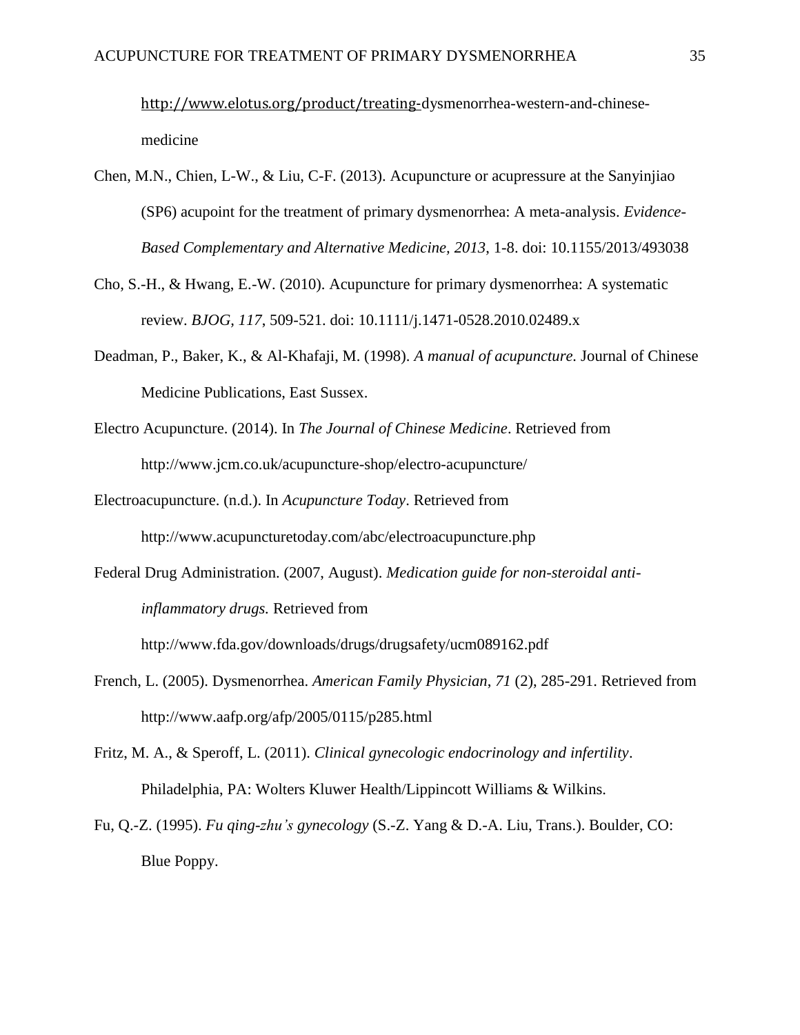http://www.elotus.org/product/treating-dysmenorrhea-western-and-chinese-medicine

Chen, M.N., Chien, L-W., & Liu, C-F. (2013). Acupuncture or acupressure at the Sanyinjiao (SP6) acupoint for the treatment of primary dysmenorrhea: A meta-analysis. *Evidence-Based Complementary and Alternative Medicine, 2013,* 1-8. doi: 10.1155/2013/493038

Cho, S.-H., & Hwang, E.-W. (2010). Acupuncture for primary dysmenorrhea: A systematic review. *BJOG, 117*, 509-521. doi: 10.1111/j.1471-0528.2010.02489.x

Deadman, P., Baker, K., & Al-Khafaji, M. (1998). *A manual of acupuncture.* Journal of Chinese Medicine Publications, East Sussex.

Electro Acupuncture. (2014). In *The Journal of Chinese Medicine*. Retrieved from http://www.jcm.co.uk/acupuncture-shop/electro-acupuncture/

Electroacupuncture. (n.d.). In *Acupuncture Today*. Retrieved from http://www.acupuncturetoday.com/abc/electroacupuncture.php

Federal Drug Administration. (2007, August). *Medication guide for non-steroidal anti-inflammatory drugs.* Retrieved from http://www.fda.gov/downloads/drugs/drugsafety/ucm089162.pdf

French, L. (2005). Dysmenorrhea. *American Family Physician, 71* (2), 285-291. Retrieved from http://www.aafp.org/afp/2005/0115/p285.html

Fritz, M. A., & Speroff, L. (2011). *Clinical gynecologic endocrinology and infertility*. Philadelphia, PA: Wolters Kluwer Health/Lippincott Williams & Wilkins.

Fu, Q.-Z. (1995). *Fu qing-zhu's gynecology* (S.-Z. Yang & D.-A. Liu, Trans.). Boulder, CO: Blue Poppy.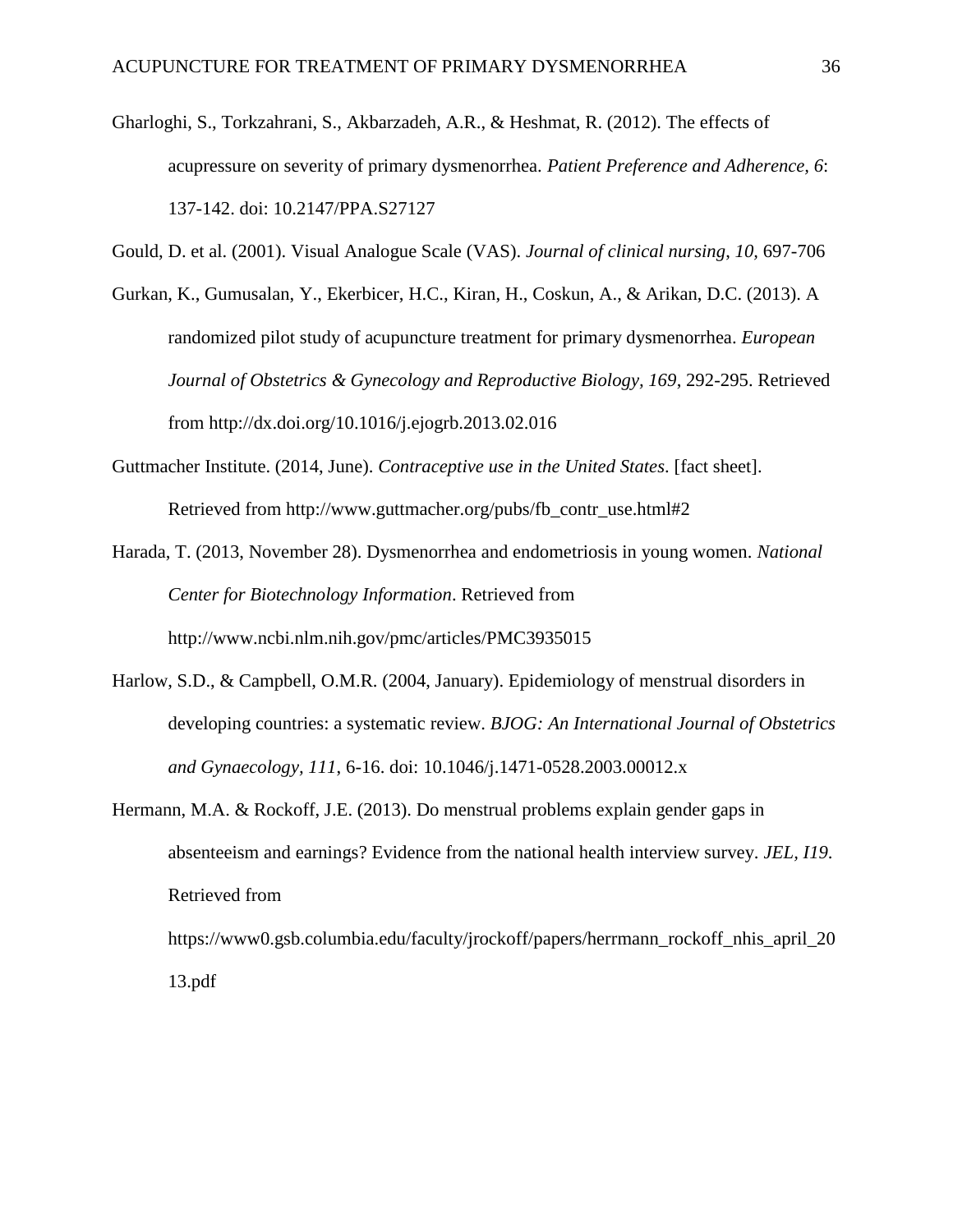Gharloghi, S., Torkzahrani, S., Akbarzadeh, A.R., & Heshmat, R. (2012). The effects of acupressure on severity of primary dysmenorrhea. *Patient Preference and Adherence, 6*: 137-142. doi: 10.2147/PPA.S27127

Gould, D. et al. (2001). Visual Analogue Scale (VAS). *Journal of clinical nursing*, *10,* 697-706

Gurkan, K., Gumusalan, Y., Ekerbicer, H.C., Kiran, H., Coskun, A., & Arikan, D.C. (2013). A randomized pilot study of acupuncture treatment for primary dysmenorrhea. *European Journal of Obstetrics & Gynecology and Reproductive Biology, 169*, 292-295. Retrieved from http://dx.doi.org/10.1016/j.ejogrb.2013.02.016

Guttmacher Institute. (2014, June). *Contraceptive use in the United States*. [fact sheet]. Retrieved from http://www.guttmacher.org/pubs/fb_contr_use.html#2

Harada, T. (2013, November 28). Dysmenorrhea and endometriosis in young women. *National Center for Biotechnology Information*. Retrieved from http://www.ncbi.nlm.nih.gov/pmc/articles/PMC3935015

Harlow, S.D., & Campbell, O.M.R. (2004, January). Epidemiology of menstrual disorders in developing countries: a systematic review. *BJOG: An International Journal of Obstetrics and Gynaecology, 111*, 6-16. doi: 10.1046/j.1471-0528.2003.00012.x

Hermann, M.A. & Rockoff, J.E. (2013). Do menstrual problems explain gender gaps in absenteeism and earnings? Evidence from the national health interview survey. *JEL, I19*. Retrieved from https://www0.gsb.columbia.edu/faculty/jrockoff/papers/herrmann_rockoff_nhis_april_2013.pdf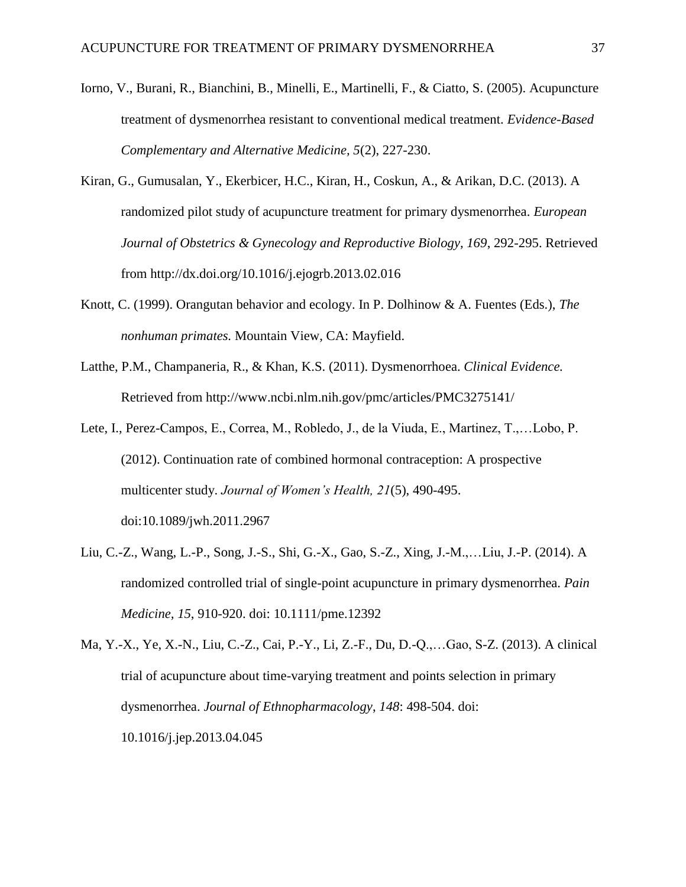Iorno, V., Burani, R., Bianchini, B., Minelli, E., Martinelli, F., & Ciatto, S. (2005). Acupuncture treatment of dysmenorrhea resistant to conventional medical treatment. *Evidence-Based Complementary and Alternative Medicine, 5*(2), 227-230.

Kiran, G., Gumusalan, Y., Ekerbicer, H.C., Kiran, H., Coskun, A., & Arikan, D.C. (2013). A randomized pilot study of acupuncture treatment for primary dysmenorrhea. *European Journal of Obstetrics & Gynecology and Reproductive Biology, 169*, 292-295. Retrieved from http://dx.doi.org/10.1016/j.ejogrb.2013.02.016

Knott, C. (1999). Orangutan behavior and ecology. In P. Dolhinow & A. Fuentes (Eds.), *The nonhuman primates.* Mountain View, CA: Mayfield.

Latthe, P.M., Champaneria, R., & Khan, K.S. (2011). Dysmenorrhoea. *Clinical Evidence.* Retrieved from http://www.ncbi.nlm.nih.gov/pmc/articles/PMC3275141/

Lete, I., Perez-Campos, E., Correa, M., Robledo, J., de la Viuda, E., Martinez, T.,…Lobo, P. (2012). Continuation rate of combined hormonal contraception: A prospective multicenter study. *Journal of Women's Health, 21*(5), 490-495. doi:10.1089/jwh.2011.2967

Liu, C.-Z., Wang, L.-P., Song, J.-S., Shi, G.-X., Gao, S.-Z., Xing, J.-M.,…Liu, J.-P. (2014). A randomized controlled trial of single-point acupuncture in primary dysmenorrhea. *Pain Medicine, 15*, 910-920. doi: 10.1111/pme.12392

Ma, Y.-X., Ye, X.-N., Liu, C.-Z., Cai, P.-Y., Li, Z.-F., Du, D.-Q.,…Gao, S-Z. (2013). A clinical trial of acupuncture about time-varying treatment and points selection in primary dysmenorrhea. *Journal of Ethnopharmacology*, *148*: 498-504. doi: 10.1016/j.jep.2013.04.045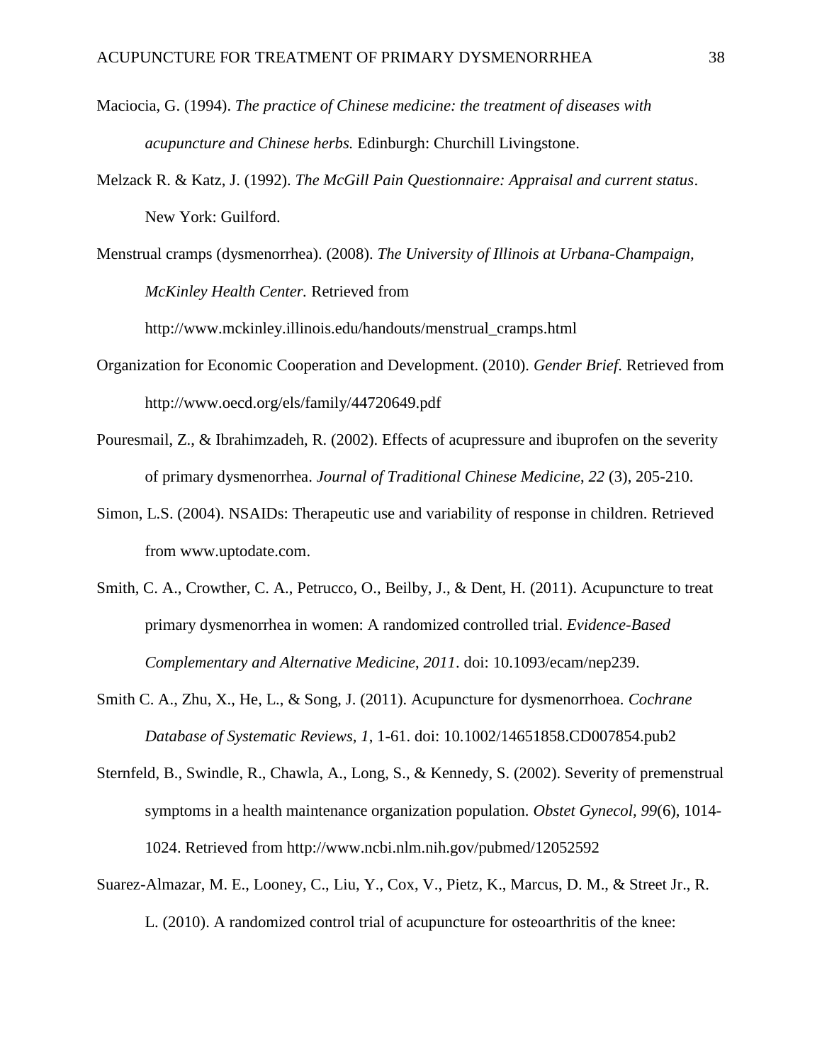Maciocia, G. (1994). *The practice of Chinese medicine: the treatment of diseases with acupuncture and Chinese herbs.* Edinburgh: Churchill Livingstone.

Melzack R. & Katz, J. (1992). *The McGill Pain Questionnaire: Appraisal and current status*. New York: Guilford.

Menstrual cramps (dysmenorrhea). (2008). *The University of Illinois at Urbana-Champaign, McKinley Health Center.* Retrieved from http://www.mckinley.illinois.edu/handouts/menstrual_cramps.html

Organization for Economic Cooperation and Development. (2010). *Gender Brief*. Retrieved from http://www.oecd.org/els/family/44720649.pdf

Pouresmail, Z., & Ibrahimzadeh, R. (2002). Effects of acupressure and ibuprofen on the severity of primary dysmenorrhea. *Journal of Traditional Chinese Medicine*, *22* (3), 205-210.

Simon, L.S. (2004). NSAIDs: Therapeutic use and variability of response in children. Retrieved from www.uptodate.com.

Smith, C. A., Crowther, C. A., Petrucco, O., Beilby, J., & Dent, H. (2011). Acupuncture to treat primary dysmenorrhea in women: A randomized controlled trial. *Evidence-Based Complementary and Alternative Medicine*, *2011*. doi: 10.1093/ecam/nep239.

Smith C. A., Zhu, X., He, L., & Song, J. (2011). Acupuncture for dysmenorrhoea. *Cochrane Database of Systematic Reviews*, *1*, 1-61. doi: 10.1002/14651858.CD007854.pub2

Sternfeld, B., Swindle, R., Chawla, A., Long, S., & Kennedy, S. (2002). Severity of premenstrual symptoms in a health maintenance organization population. *Obstet Gynecol*, *99*(6), 1014-1024. Retrieved from http://www.ncbi.nlm.nih.gov/pubmed/12052592

Suarez-Almazar, M. E., Looney, C., Liu, Y., Cox, V., Pietz, K., Marcus, D. M., & Street Jr., R. L. (2010). A randomized control trial of acupuncture for osteoarthritis of the knee: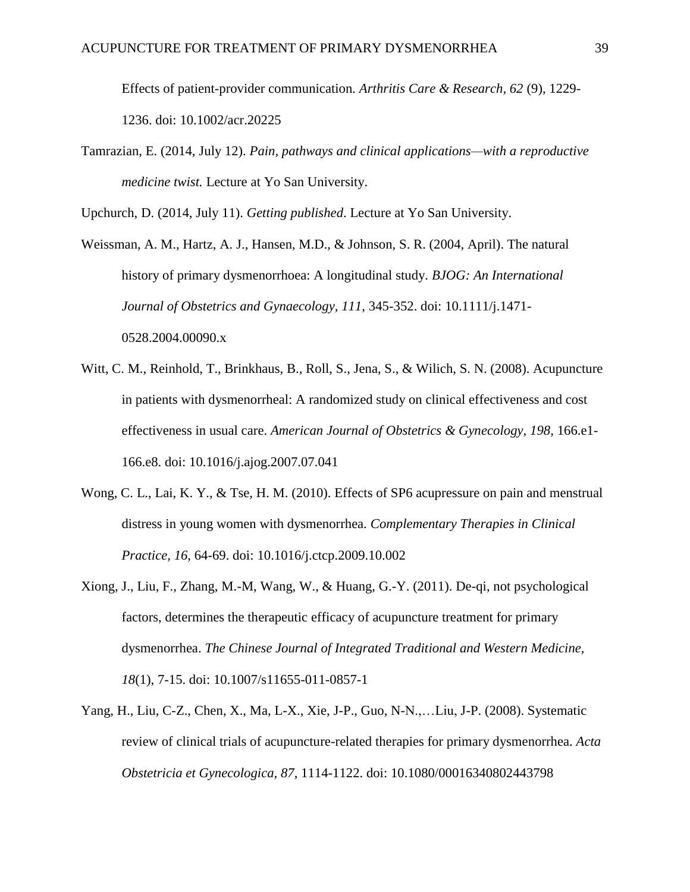Effects of patient-provider communication. *Arthritis Care & Research, 62* (9), 1229-1236. doi: 10.1002/acr.20225

Tamrazian, E. (2014, July 12). *Pain, pathways and clinical applications—with a reproductive medicine twist.* Lecture at Yo San University.

Upchurch, D. (2014, July 11). *Getting published*. Lecture at Yo San University.

Weissman, A. M., Hartz, A. J., Hansen, M.D., & Johnson, S. R. (2004, April). The natural history of primary dysmenorrhoea: A longitudinal study. *BJOG: An International Journal of Obstetrics and Gynaecology, 111,* 345-352. doi: 10.1111/j.1471-0528.2004.00090.x

Witt, C. M., Reinhold, T., Brinkhaus, B., Roll, S., Jena, S., & Wilich, S. N. (2008). Acupuncture in patients with dysmenorrheal: A randomized study on clinical effectiveness and cost effectiveness in usual care. *American Journal of Obstetrics & Gynecology, 198,* 166.e1-166.e8. doi: 10.1016/j.ajog.2007.07.041

Wong, C. L., Lai, K. Y., & Tse, H. M. (2010). Effects of SP6 acupressure on pain and menstrual distress in young women with dysmenorrhea. *Complementary Therapies in Clinical Practice, 16*, 64-69. doi: 10.1016/j.ctcp.2009.10.002

Xiong, J., Liu, F., Zhang, M.-M, Wang, W., & Huang, G.-Y. (2011). De-qi, not psychological factors, determines the therapeutic efficacy of acupuncture treatment for primary dysmenorrhea. *The Chinese Journal of Integrated Traditional and Western Medicine, 18*(1), 7-15. doi: 10.1007/s11655-011-0857-1

Yang, H., Liu, C-Z., Chen, X., Ma, L-X., Xie, J-P., Guo, N-N.,…Liu, J-P. (2008). Systematic review of clinical trials of acupuncture-related therapies for primary dysmenorrhea. *Acta Obstetricia et Gynecologica, 87*, 1114-1122. doi: 10.1080/00016340802443798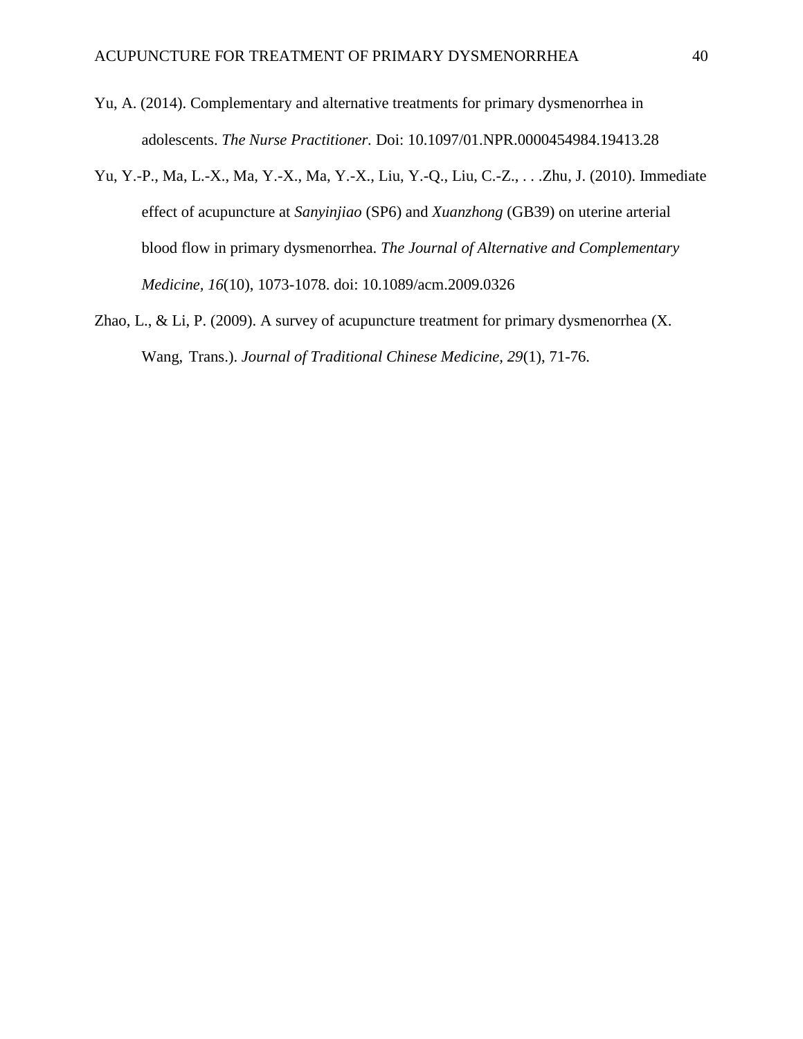Yu, A. (2014). Complementary and alternative treatments for primary dysmenorrhea in adolescents. *The Nurse Practitioner.* Doi: 10.1097/01.NPR.0000454984.19413.28

Yu, Y.-P., Ma, L.-X., Ma, Y.-X., Ma, Y.-X., Liu, Y.-Q., Liu, C.-Z., . . .Zhu, J. (2010). Immediate effect of acupuncture at *Sanyinjiao* (SP6) and *Xuanzhong* (GB39) on uterine arterial blood flow in primary dysmenorrhea. *The Journal of Alternative and Complementary Medicine, 16*(10), 1073-1078. doi: 10.1089/acm.2009.0326

Zhao, L., & Li, P. (2009). A survey of acupuncture treatment for primary dysmenorrhea (X. Wang, Trans.). *Journal of Traditional Chinese Medicine, 29*(1), 71-76.